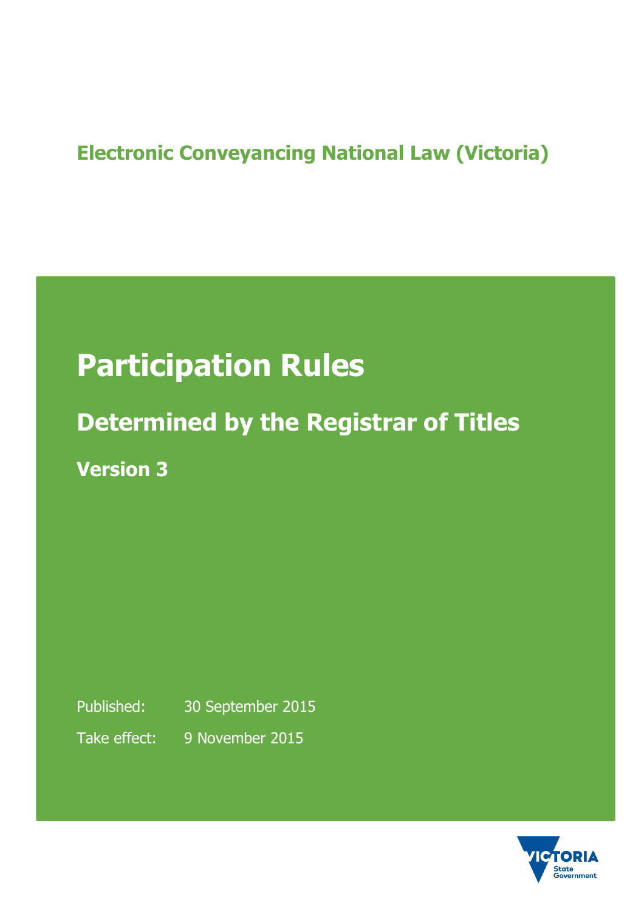**Electronic Conveyancing National Law (Victoria)**

# Participation Rules

## Determined by the Registrar of Titles

### Version 3

Published: 30 September 2015

Take effect: 9 November 2015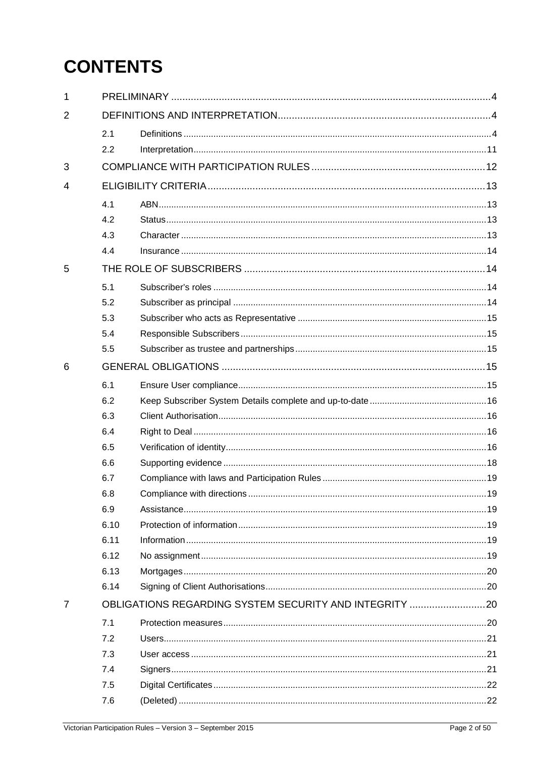# CONTENTS

| | | |
|---|---|---|
| 1 | PRELIMINARY | 4 |
| 2 | DEFINITIONS AND INTERPRETATION | 4 |
| 2.1 | Definitions | 4 |
| 2.2 | Interpretation | 11 |
| 3 | COMPLIANCE WITH PARTICIPATION RULES | 12 |
| 4 | ELIGIBILITY CRITERIA | 13 |
| 4.1 | ABN | 13 |
| 4.2 | Status | 13 |
| 4.3 | Character | 13 |
| 4.4 | Insurance | 14 |
| 5 | THE ROLE OF SUBSCRIBERS | 14 |
| 5.1 | Subscriber's roles | 14 |
| 5.2 | Subscriber as principal | 14 |
| 5.3 | Subscriber who acts as Representative | 15 |
| 5.4 | Responsible Subscribers | 15 |
| 5.5 | Subscriber as trustee and partnerships | 15 |
| 6 | GENERAL OBLIGATIONS | 15 |
| 6.1 | Ensure User compliance | 15 |
| 6.2 | Keep Subscriber System Details complete and up-to-date | 16 |
| 6.3 | Client Authorisation | 16 |
| 6.4 | Right to Deal | 16 |
| 6.5 | Verification of identity | 16 |
| 6.6 | Supporting evidence | 18 |
| 6.7 | Compliance with laws and Participation Rules | 19 |
| 6.8 | Compliance with directions | 19 |
| 6.9 | Assistance | 19 |
| 6.10 | Protection of information | 19 |
| 6.11 | Information | 19 |
| 6.12 | No assignment | 19 |
| 6.13 | Mortgages | 20 |
| 6.14 | Signing of Client Authorisations | 20 |
| 7 | OBLIGATIONS REGARDING SYSTEM SECURITY AND INTEGRITY | 20 |
| 7.1 | Protection measures | 20 |
| 7.2 | Users | 21 |
| 7.3 | User access | 21 |
| 7.4 | Signers | 21 |
| 7.5 | Digital Certificates | 22 |
| 7.6 | (Deleted) | 22 |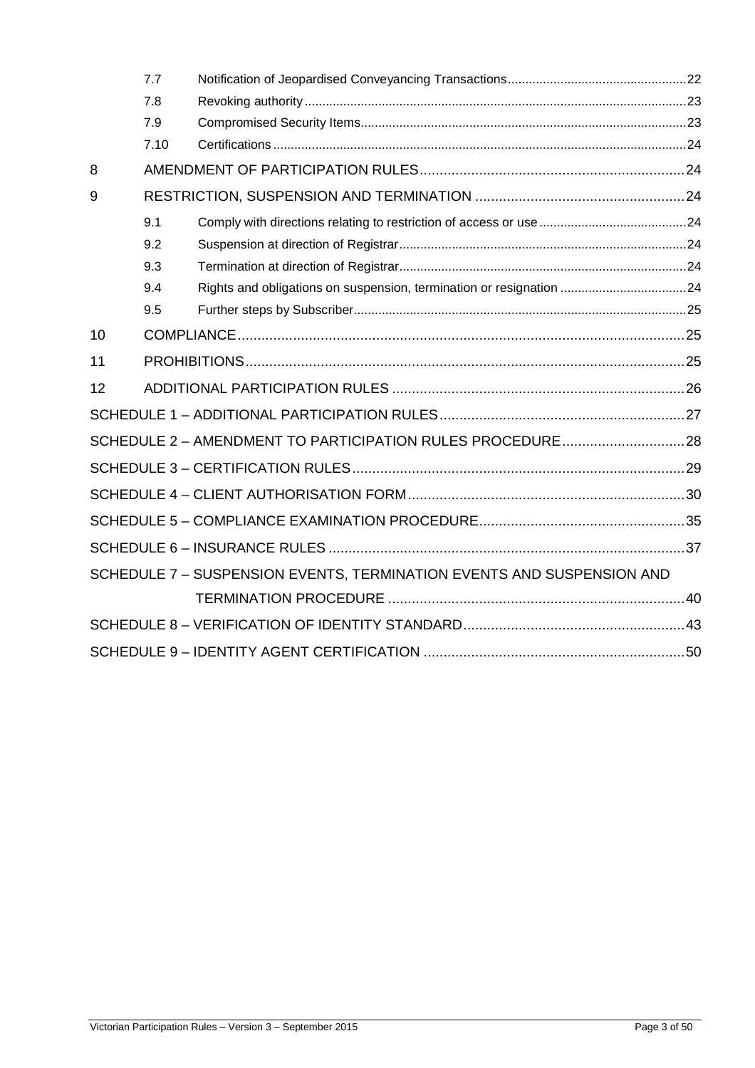| | | | |
|---|---|---|---|
| | 7.7 | Notification of Jeopardised Conveyancing Transactions | 22 |
| | 7.8 | Revoking authority | 23 |
| | 7.9 | Compromised Security Items | 23 |
| | 7.10 | Certifications | 24 |
| 8 | | AMENDMENT OF PARTICIPATION RULES | 24 |
| 9 | | RESTRICTION, SUSPENSION AND TERMINATION | 24 |
| | 9.1 | Comply with directions relating to restriction of access or use | 24 |
| | 9.2 | Suspension at direction of Registrar | 24 |
| | 9.3 | Termination at direction of Registrar | 24 |
| | 9.4 | Rights and obligations on suspension, termination or resignation | 24 |
| | 9.5 | Further steps by Subscriber | 25 |
| 10 | | COMPLIANCE | 25 |
| 11 | | PROHIBITIONS | 25 |
| 12 | | ADDITIONAL PARTICIPATION RULES | 26 |
| SCHEDULE 1 – ADDITIONAL PARTICIPATION RULES | | | 27 |
| SCHEDULE 2 – AMENDMENT TO PARTICIPATION RULES PROCEDURE | | | 28 |
| SCHEDULE 3 – CERTIFICATION RULES | | | 29 |
| SCHEDULE 4 – CLIENT AUTHORISATION FORM | | | 30 |
| SCHEDULE 5 – COMPLIANCE EXAMINATION PROCEDURE | | | 35 |
| SCHEDULE 6 – INSURANCE RULES | | | 37 |
| SCHEDULE 7 – SUSPENSION EVENTS, TERMINATION EVENTS AND SUSPENSION AND TERMINATION PROCEDURE | | | 40 |
| SCHEDULE 8 – VERIFICATION OF IDENTITY STANDARD | | | 43 |
| SCHEDULE 9 – IDENTITY AGENT CERTIFICATION | | | 50 |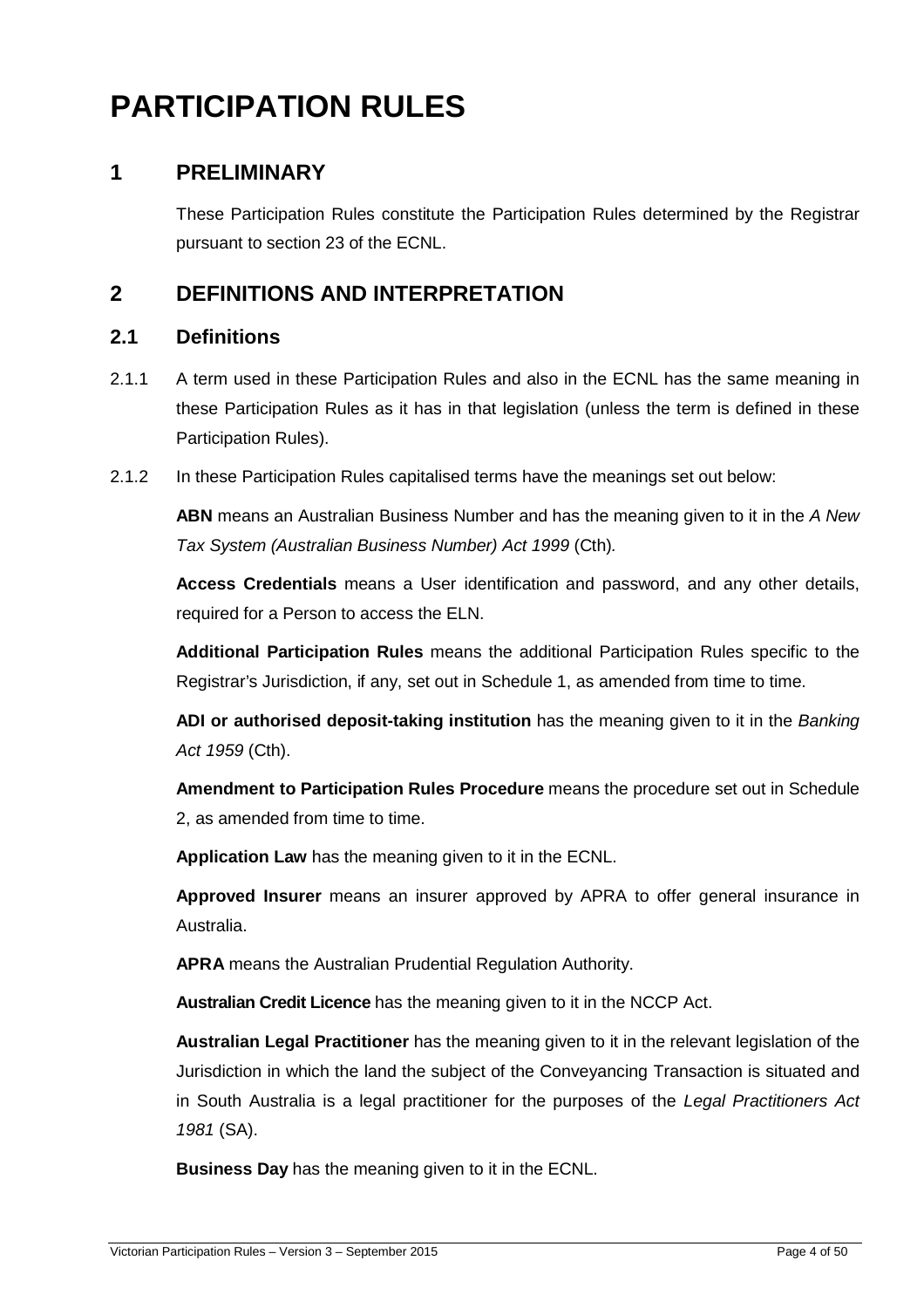# PARTICIPATION RULES

## 1 PRELIMINARY

These Participation Rules constitute the Participation Rules determined by the Registrar pursuant to section 23 of the ECNL.

## 2 DEFINITIONS AND INTERPRETATION

### 2.1 Definitions

2.1.1 A term used in these Participation Rules and also in the ECNL has the same meaning in these Participation Rules as it has in that legislation (unless the term is defined in these Participation Rules).

2.1.2 In these Participation Rules capitalised terms have the meanings set out below:

**ABN** means an Australian Business Number and has the meaning given to it in the *A New Tax System (Australian Business Number) Act 1999* (Cth).

**Access Credentials** means a User identification and password, and any other details, required for a Person to access the ELN.

**Additional Participation Rules** means the additional Participation Rules specific to the Registrar's Jurisdiction, if any, set out in Schedule 1, as amended from time to time.

**ADI or authorised deposit-taking institution** has the meaning given to it in the *Banking Act 1959* (Cth).

**Amendment to Participation Rules Procedure** means the procedure set out in Schedule 2, as amended from time to time.

**Application Law** has the meaning given to it in the ECNL.

**Approved Insurer** means an insurer approved by APRA to offer general insurance in Australia.

**APRA** means the Australian Prudential Regulation Authority.

**Australian Credit Licence** has the meaning given to it in the NCCP Act.

**Australian Legal Practitioner** has the meaning given to it in the relevant legislation of the Jurisdiction in which the land the subject of the Conveyancing Transaction is situated and in South Australia is a legal practitioner for the purposes of the *Legal Practitioners Act 1981* (SA).

**Business Day** has the meaning given to it in the ECNL.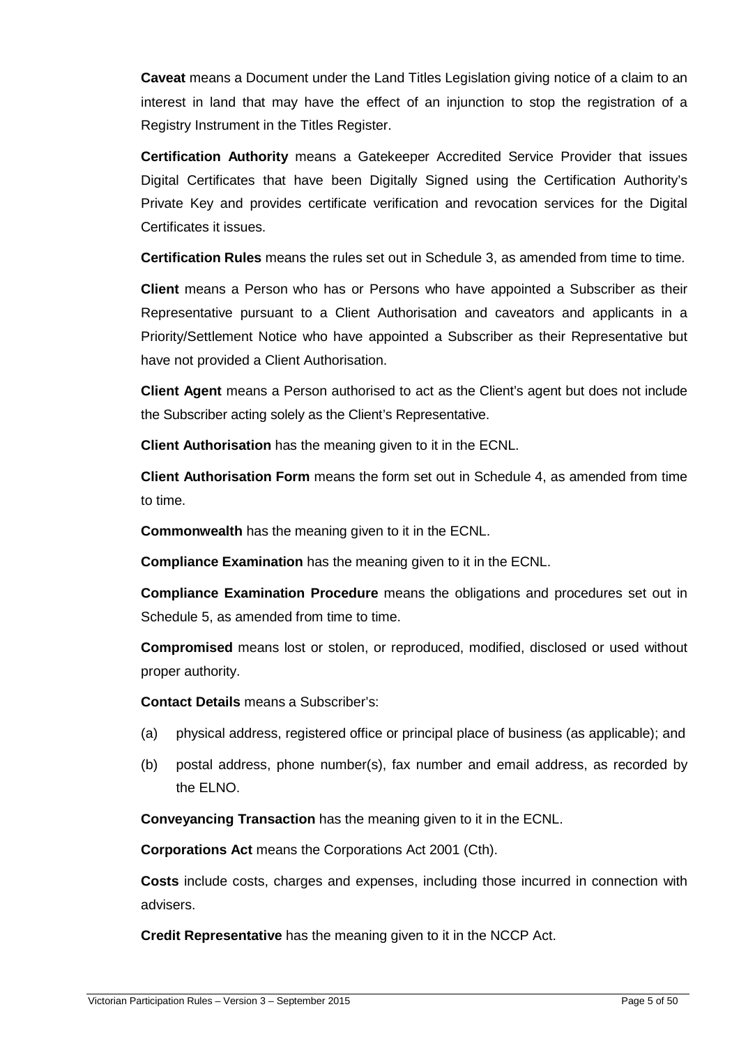**Caveat** means a Document under the Land Titles Legislation giving notice of a claim to an interest in land that may have the effect of an injunction to stop the registration of a Registry Instrument in the Titles Register.

**Certification Authority** means a Gatekeeper Accredited Service Provider that issues Digital Certificates that have been Digitally Signed using the Certification Authority's Private Key and provides certificate verification and revocation services for the Digital Certificates it issues.

**Certification Rules** means the rules set out in Schedule 3, as amended from time to time.

**Client** means a Person who has or Persons who have appointed a Subscriber as their Representative pursuant to a Client Authorisation and caveators and applicants in a Priority/Settlement Notice who have appointed a Subscriber as their Representative but have not provided a Client Authorisation.

**Client Agent** means a Person authorised to act as the Client's agent but does not include the Subscriber acting solely as the Client's Representative.

**Client Authorisation** has the meaning given to it in the ECNL.

**Client Authorisation Form** means the form set out in Schedule 4, as amended from time to time.

**Commonwealth** has the meaning given to it in the ECNL.

**Compliance Examination** has the meaning given to it in the ECNL.

**Compliance Examination Procedure** means the obligations and procedures set out in Schedule 5, as amended from time to time.

**Compromised** means lost or stolen, or reproduced, modified, disclosed or used without proper authority.

**Contact Details** means a Subscriber's:

(a) physical address, registered office or principal place of business (as applicable); and

(b) postal address, phone number(s), fax number and email address, as recorded by the ELNO.

**Conveyancing Transaction** has the meaning given to it in the ECNL.

**Corporations Act** means the Corporations Act 2001 (Cth).

**Costs** include costs, charges and expenses, including those incurred in connection with advisers.

**Credit Representative** has the meaning given to it in the NCCP Act.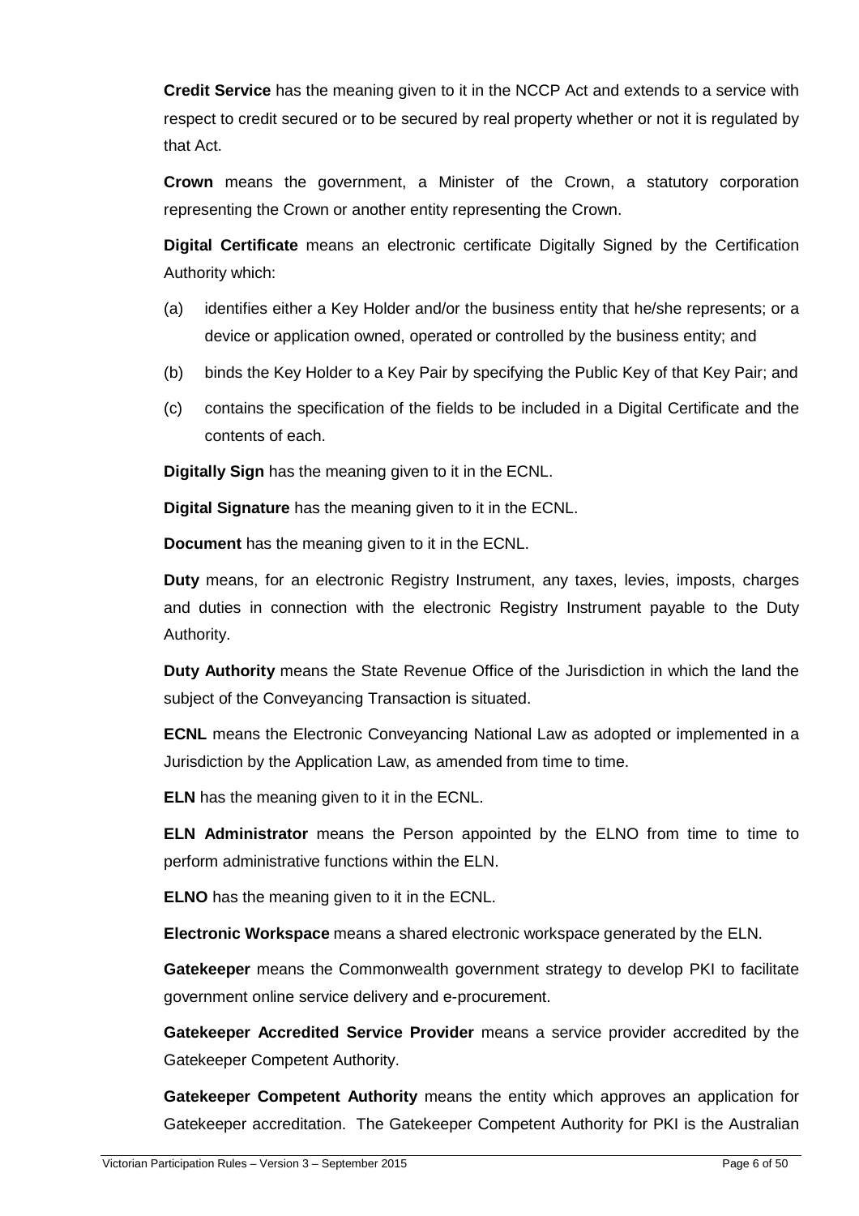**Credit Service** has the meaning given to it in the NCCP Act and extends to a service with respect to credit secured or to be secured by real property whether or not it is regulated by that Act.

**Crown** means the government, a Minister of the Crown, a statutory corporation representing the Crown or another entity representing the Crown.

**Digital Certificate** means an electronic certificate Digitally Signed by the Certification Authority which:

(a) identifies either a Key Holder and/or the business entity that he/she represents; or a device or application owned, operated or controlled by the business entity; and

(b) binds the Key Holder to a Key Pair by specifying the Public Key of that Key Pair; and

(c) contains the specification of the fields to be included in a Digital Certificate and the contents of each.

**Digitally Sign** has the meaning given to it in the ECNL.

**Digital Signature** has the meaning given to it in the ECNL.

**Document** has the meaning given to it in the ECNL.

**Duty** means, for an electronic Registry Instrument, any taxes, levies, imposts, charges and duties in connection with the electronic Registry Instrument payable to the Duty Authority.

**Duty Authority** means the State Revenue Office of the Jurisdiction in which the land the subject of the Conveyancing Transaction is situated.

**ECNL** means the Electronic Conveyancing National Law as adopted or implemented in a Jurisdiction by the Application Law, as amended from time to time.

**ELN** has the meaning given to it in the ECNL.

**ELN Administrator** means the Person appointed by the ELNO from time to time to perform administrative functions within the ELN.

**ELNO** has the meaning given to it in the ECNL.

**Electronic Workspace** means a shared electronic workspace generated by the ELN.

**Gatekeeper** means the Commonwealth government strategy to develop PKI to facilitate government online service delivery and e-procurement.

**Gatekeeper Accredited Service Provider** means a service provider accredited by the Gatekeeper Competent Authority.

**Gatekeeper Competent Authority** means the entity which approves an application for Gatekeeper accreditation. The Gatekeeper Competent Authority for PKI is the Australian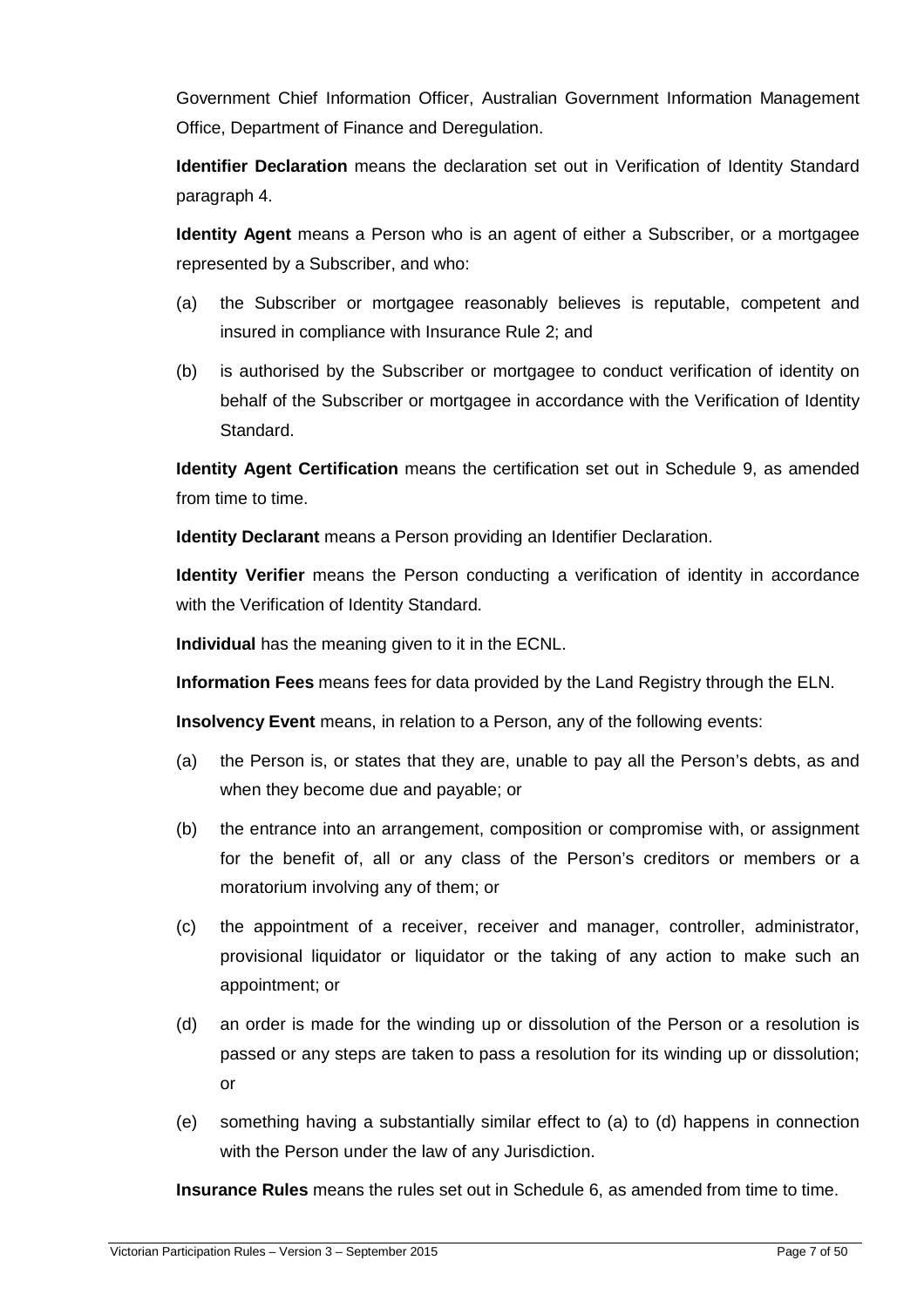Government Chief Information Officer, Australian Government Information Management Office, Department of Finance and Deregulation.

**Identifier Declaration** means the declaration set out in Verification of Identity Standard paragraph 4.

**Identity Agent** means a Person who is an agent of either a Subscriber, or a mortgagee represented by a Subscriber, and who:

(a) the Subscriber or mortgagee reasonably believes is reputable, competent and insured in compliance with Insurance Rule 2; and

(b) is authorised by the Subscriber or mortgagee to conduct verification of identity on behalf of the Subscriber or mortgagee in accordance with the Verification of Identity Standard.

**Identity Agent Certification** means the certification set out in Schedule 9, as amended from time to time.

**Identity Declarant** means a Person providing an Identifier Declaration.

**Identity Verifier** means the Person conducting a verification of identity in accordance with the Verification of Identity Standard.

**Individual** has the meaning given to it in the ECNL.

**Information Fees** means fees for data provided by the Land Registry through the ELN.

**Insolvency Event** means, in relation to a Person, any of the following events:

(a) the Person is, or states that they are, unable to pay all the Person's debts, as and when they become due and payable; or

(b) the entrance into an arrangement, composition or compromise with, or assignment for the benefit of, all or any class of the Person's creditors or members or a moratorium involving any of them; or

(c) the appointment of a receiver, receiver and manager, controller, administrator, provisional liquidator or liquidator or the taking of any action to make such an appointment; or

(d) an order is made for the winding up or dissolution of the Person or a resolution is passed or any steps are taken to pass a resolution for its winding up or dissolution; or

(e) something having a substantially similar effect to (a) to (d) happens in connection with the Person under the law of any Jurisdiction.

**Insurance Rules** means the rules set out in Schedule 6, as amended from time to time.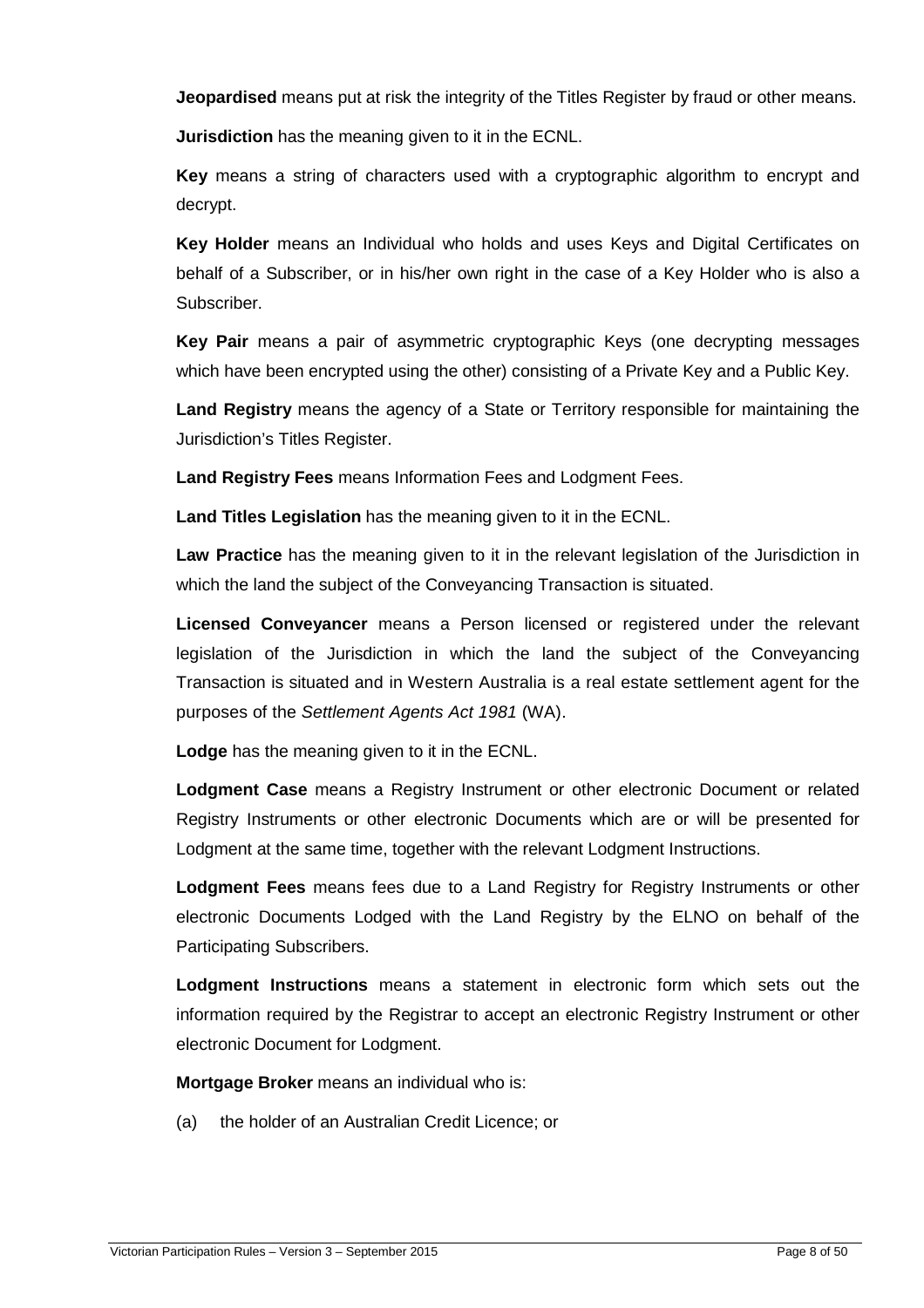**Jeopardised** means put at risk the integrity of the Titles Register by fraud or other means.

**Jurisdiction** has the meaning given to it in the ECNL.

**Key** means a string of characters used with a cryptographic algorithm to encrypt and decrypt.

**Key Holder** means an Individual who holds and uses Keys and Digital Certificates on behalf of a Subscriber, or in his/her own right in the case of a Key Holder who is also a Subscriber.

**Key Pair** means a pair of asymmetric cryptographic Keys (one decrypting messages which have been encrypted using the other) consisting of a Private Key and a Public Key.

**Land Registry** means the agency of a State or Territory responsible for maintaining the Jurisdiction's Titles Register.

**Land Registry Fees** means Information Fees and Lodgment Fees.

**Land Titles Legislation** has the meaning given to it in the ECNL.

**Law Practice** has the meaning given to it in the relevant legislation of the Jurisdiction in which the land the subject of the Conveyancing Transaction is situated.

**Licensed Conveyancer** means a Person licensed or registered under the relevant legislation of the Jurisdiction in which the land the subject of the Conveyancing Transaction is situated and in Western Australia is a real estate settlement agent for the purposes of the *Settlement Agents Act 1981* (WA).

**Lodge** has the meaning given to it in the ECNL.

**Lodgment Case** means a Registry Instrument or other electronic Document or related Registry Instruments or other electronic Documents which are or will be presented for Lodgment at the same time, together with the relevant Lodgment Instructions.

**Lodgment Fees** means fees due to a Land Registry for Registry Instruments or other electronic Documents Lodged with the Land Registry by the ELNO on behalf of the Participating Subscribers.

**Lodgment Instructions** means a statement in electronic form which sets out the information required by the Registrar to accept an electronic Registry Instrument or other electronic Document for Lodgment.

**Mortgage Broker** means an individual who is:

(a) the holder of an Australian Credit Licence; or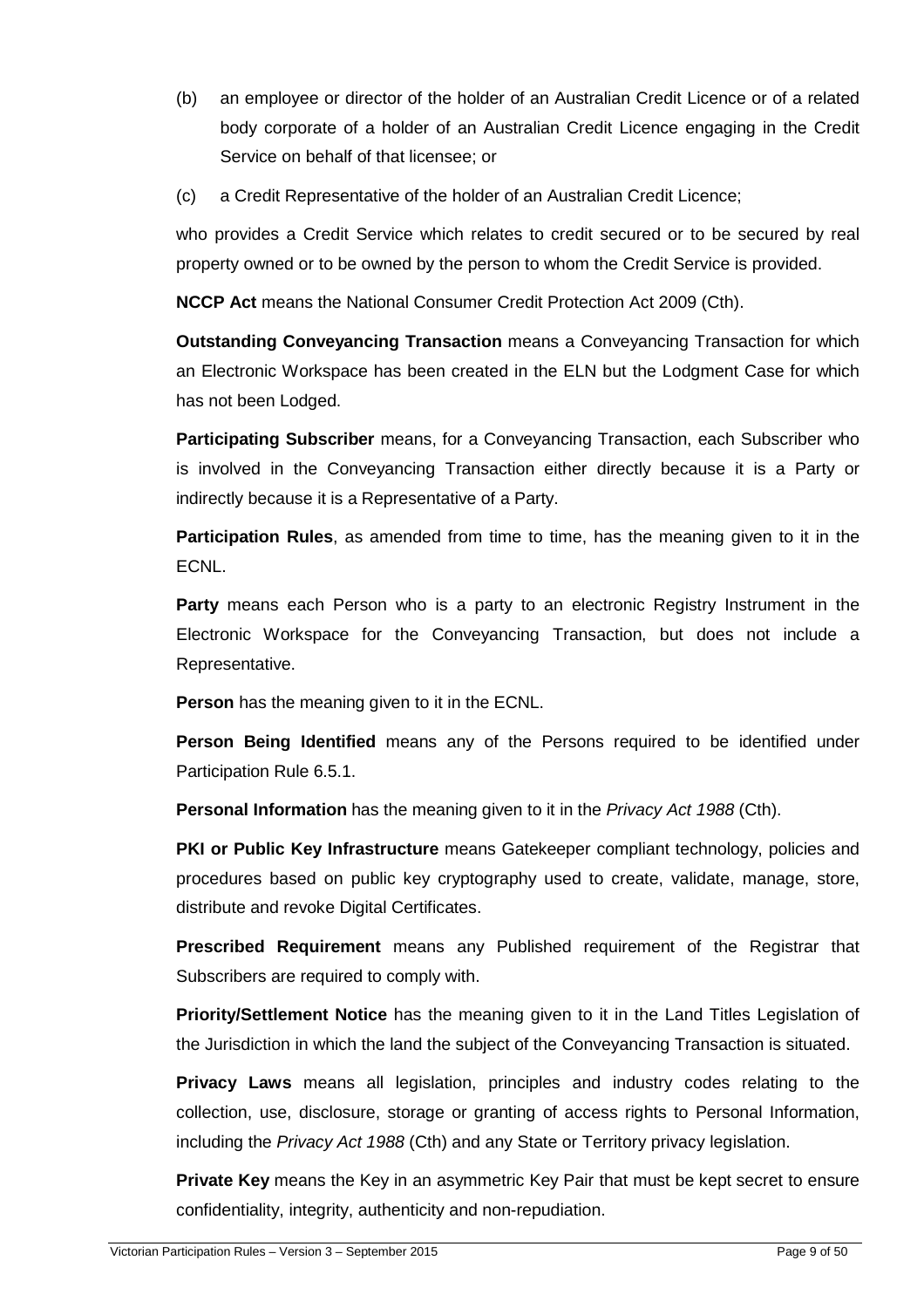(b) an employee or director of the holder of an Australian Credit Licence or of a related body corporate of a holder of an Australian Credit Licence engaging in the Credit Service on behalf of that licensee; or

(c) a Credit Representative of the holder of an Australian Credit Licence;

who provides a Credit Service which relates to credit secured or to be secured by real property owned or to be owned by the person to whom the Credit Service is provided.

**NCCP Act** means the National Consumer Credit Protection Act 2009 (Cth).

**Outstanding Conveyancing Transaction** means a Conveyancing Transaction for which an Electronic Workspace has been created in the ELN but the Lodgment Case for which has not been Lodged.

**Participating Subscriber** means, for a Conveyancing Transaction, each Subscriber who is involved in the Conveyancing Transaction either directly because it is a Party or indirectly because it is a Representative of a Party.

**Participation Rules**, as amended from time to time, has the meaning given to it in the ECNL.

**Party** means each Person who is a party to an electronic Registry Instrument in the Electronic Workspace for the Conveyancing Transaction, but does not include a Representative.

**Person** has the meaning given to it in the ECNL.

**Person Being Identified** means any of the Persons required to be identified under Participation Rule 6.5.1.

**Personal Information** has the meaning given to it in the *Privacy Act 1988* (Cth).

**PKI or Public Key Infrastructure** means Gatekeeper compliant technology, policies and procedures based on public key cryptography used to create, validate, manage, store, distribute and revoke Digital Certificates.

**Prescribed Requirement** means any Published requirement of the Registrar that Subscribers are required to comply with.

**Priority/Settlement Notice** has the meaning given to it in the Land Titles Legislation of the Jurisdiction in which the land the subject of the Conveyancing Transaction is situated.

**Privacy Laws** means all legislation, principles and industry codes relating to the collection, use, disclosure, storage or granting of access rights to Personal Information, including the *Privacy Act 1988* (Cth) and any State or Territory privacy legislation.

**Private Key** means the Key in an asymmetric Key Pair that must be kept secret to ensure confidentiality, integrity, authenticity and non-repudiation.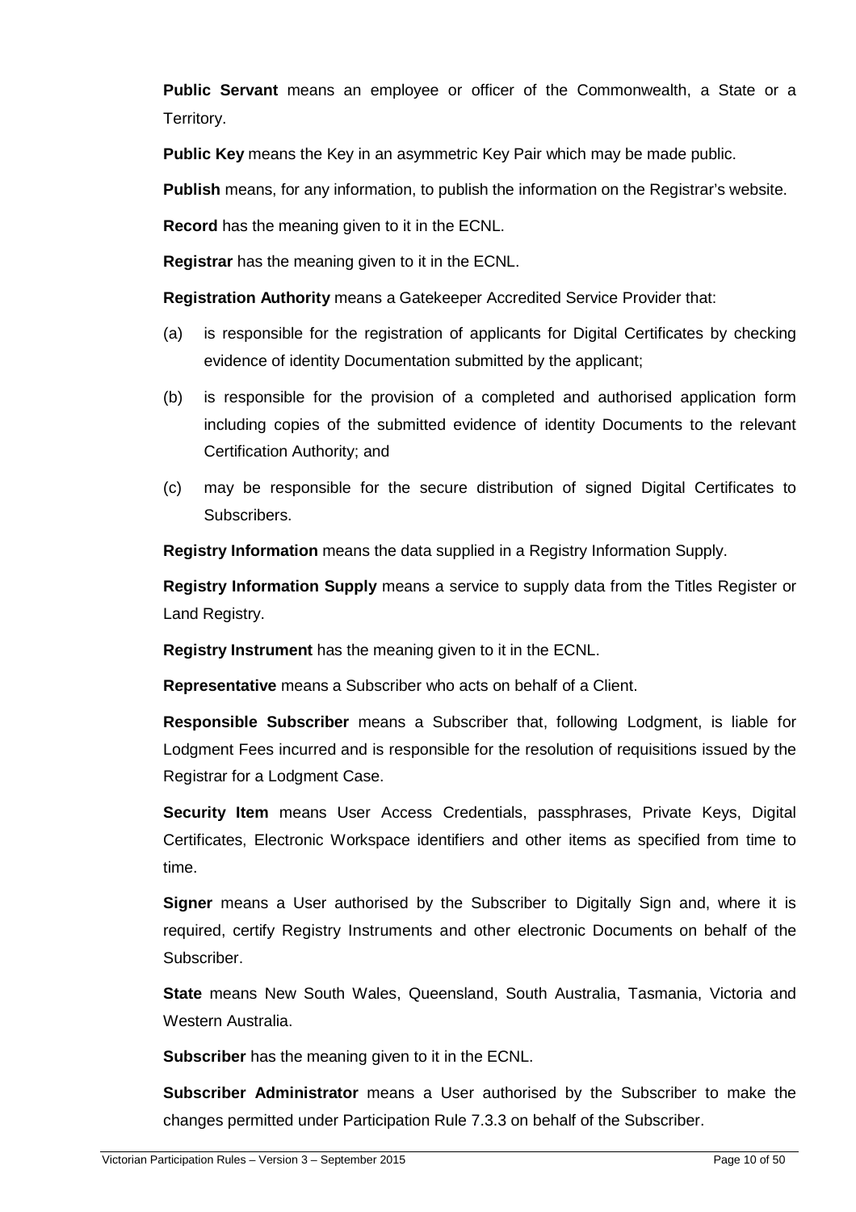**Public Servant** means an employee or officer of the Commonwealth, a State or a Territory.

**Public Key** means the Key in an asymmetric Key Pair which may be made public.

**Publish** means, for any information, to publish the information on the Registrar's website.

**Record** has the meaning given to it in the ECNL.

**Registrar** has the meaning given to it in the ECNL.

**Registration Authority** means a Gatekeeper Accredited Service Provider that:

(a) is responsible for the registration of applicants for Digital Certificates by checking evidence of identity Documentation submitted by the applicant;

(b) is responsible for the provision of a completed and authorised application form including copies of the submitted evidence of identity Documents to the relevant Certification Authority; and

(c) may be responsible for the secure distribution of signed Digital Certificates to Subscribers.

**Registry Information** means the data supplied in a Registry Information Supply.

**Registry Information Supply** means a service to supply data from the Titles Register or Land Registry.

**Registry Instrument** has the meaning given to it in the ECNL.

**Representative** means a Subscriber who acts on behalf of a Client.

**Responsible Subscriber** means a Subscriber that, following Lodgment, is liable for Lodgment Fees incurred and is responsible for the resolution of requisitions issued by the Registrar for a Lodgment Case.

**Security Item** means User Access Credentials, passphrases, Private Keys, Digital Certificates, Electronic Workspace identifiers and other items as specified from time to time.

**Signer** means a User authorised by the Subscriber to Digitally Sign and, where it is required, certify Registry Instruments and other electronic Documents on behalf of the Subscriber.

**State** means New South Wales, Queensland, South Australia, Tasmania, Victoria and Western Australia.

**Subscriber** has the meaning given to it in the ECNL.

**Subscriber Administrator** means a User authorised by the Subscriber to make the changes permitted under Participation Rule 7.3.3 on behalf of the Subscriber.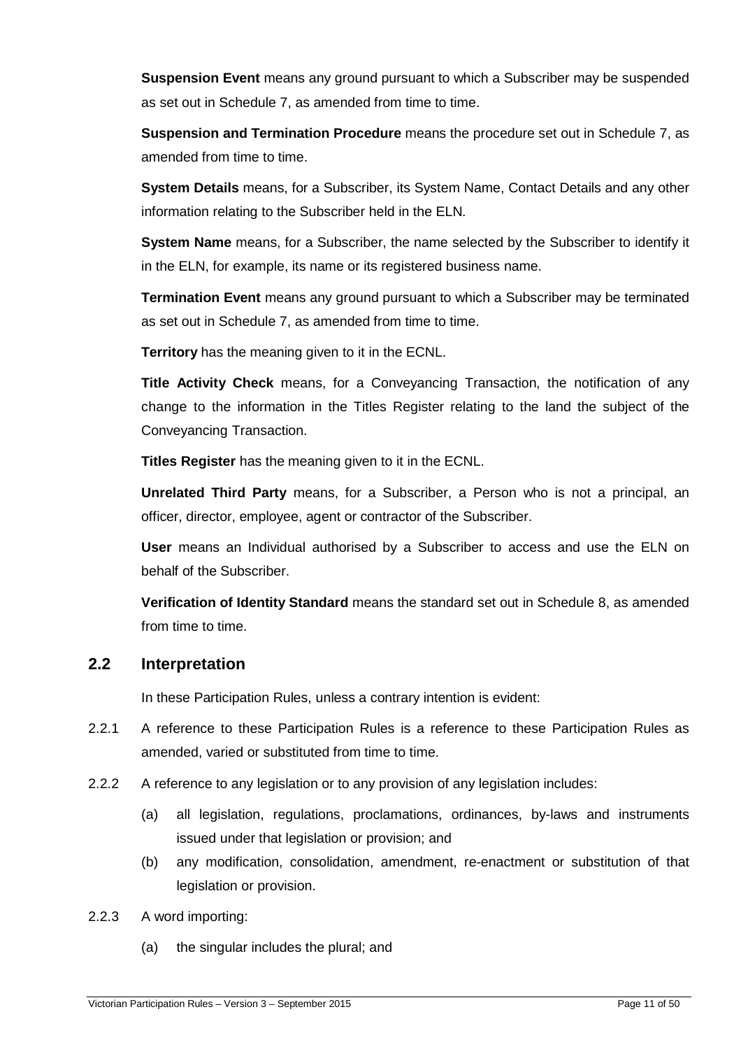**Suspension Event** means any ground pursuant to which a Subscriber may be suspended as set out in Schedule 7, as amended from time to time.

**Suspension and Termination Procedure** means the procedure set out in Schedule 7, as amended from time to time.

**System Details** means, for a Subscriber, its System Name, Contact Details and any other information relating to the Subscriber held in the ELN.

**System Name** means, for a Subscriber, the name selected by the Subscriber to identify it in the ELN, for example, its name or its registered business name.

**Termination Event** means any ground pursuant to which a Subscriber may be terminated as set out in Schedule 7, as amended from time to time.

**Territory** has the meaning given to it in the ECNL.

**Title Activity Check** means, for a Conveyancing Transaction, the notification of any change to the information in the Titles Register relating to the land the subject of the Conveyancing Transaction.

**Titles Register** has the meaning given to it in the ECNL.

**Unrelated Third Party** means, for a Subscriber, a Person who is not a principal, an officer, director, employee, agent or contractor of the Subscriber.

**User** means an Individual authorised by a Subscriber to access and use the ELN on behalf of the Subscriber.

**Verification of Identity Standard** means the standard set out in Schedule 8, as amended from time to time.

## 2.2 Interpretation

In these Participation Rules, unless a contrary intention is evident:

2.2.1 A reference to these Participation Rules is a reference to these Participation Rules as amended, varied or substituted from time to time.

2.2.2 A reference to any legislation or to any provision of any legislation includes:

- (a) all legislation, regulations, proclamations, ordinances, by-laws and instruments issued under that legislation or provision; and
- (b) any modification, consolidation, amendment, re-enactment or substitution of that legislation or provision.

2.2.3 A word importing:

- (a) the singular includes the plural; and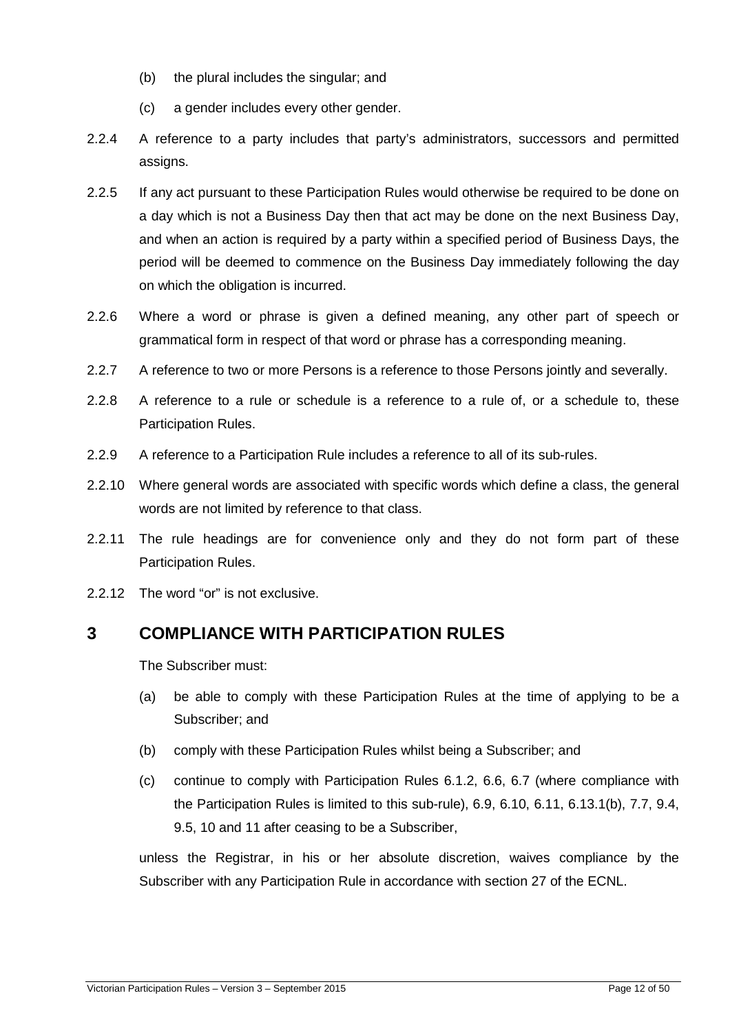(b) the plural includes the singular; and

(c) a gender includes every other gender.

2.2.4 A reference to a party includes that party's administrators, successors and permitted assigns.

2.2.5 If any act pursuant to these Participation Rules would otherwise be required to be done on a day which is not a Business Day then that act may be done on the next Business Day, and when an action is required by a party within a specified period of Business Days, the period will be deemed to commence on the Business Day immediately following the day on which the obligation is incurred.

2.2.6 Where a word or phrase is given a defined meaning, any other part of speech or grammatical form in respect of that word or phrase has a corresponding meaning.

2.2.7 A reference to two or more Persons is a reference to those Persons jointly and severally.

2.2.8 A reference to a rule or schedule is a reference to a rule of, or a schedule to, these Participation Rules.

2.2.9 A reference to a Participation Rule includes a reference to all of its sub-rules.

2.2.10 Where general words are associated with specific words which define a class, the general words are not limited by reference to that class.

2.2.11 The rule headings are for convenience only and they do not form part of these Participation Rules.

2.2.12 The word "or" is not exclusive.

# 3 COMPLIANCE WITH PARTICIPATION RULES

The Subscriber must:

(a) be able to comply with these Participation Rules at the time of applying to be a Subscriber; and

(b) comply with these Participation Rules whilst being a Subscriber; and

(c) continue to comply with Participation Rules 6.1.2, 6.6, 6.7 (where compliance with the Participation Rules is limited to this sub-rule), 6.9, 6.10, 6.11, 6.13.1(b), 7.7, 9.4, 9.5, 10 and 11 after ceasing to be a Subscriber,

unless the Registrar, in his or her absolute discretion, waives compliance by the Subscriber with any Participation Rule in accordance with section 27 of the ECNL.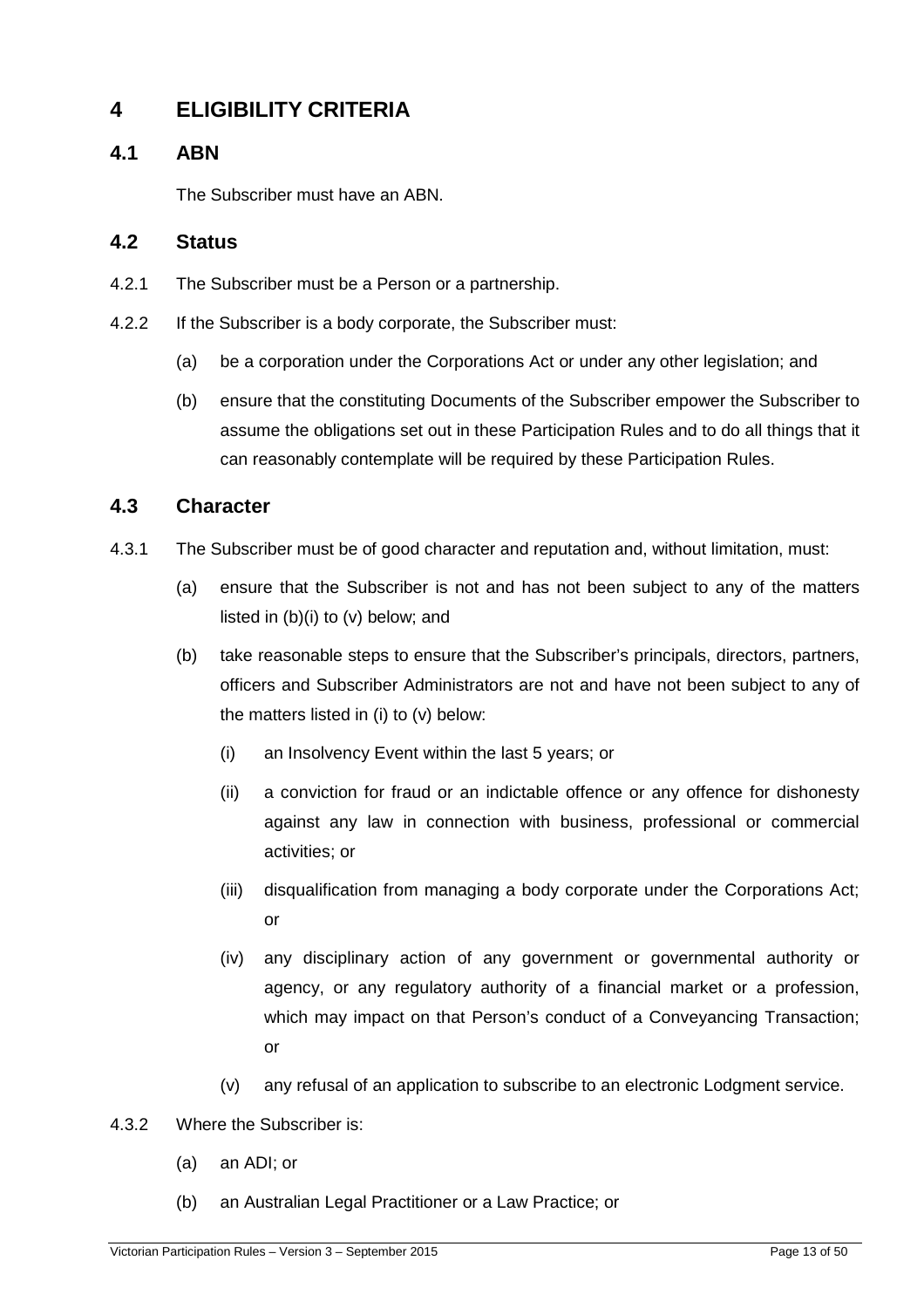# 4 ELIGIBILITY CRITERIA

## 4.1 ABN

The Subscriber must have an ABN.

## 4.2 Status

4.2.1 The Subscriber must be a Person or a partnership.

4.2.2 If the Subscriber is a body corporate, the Subscriber must:

(a) be a corporation under the Corporations Act or under any other legislation; and

(b) ensure that the constituting Documents of the Subscriber empower the Subscriber to assume the obligations set out in these Participation Rules and to do all things that it can reasonably contemplate will be required by these Participation Rules.

## 4.3 Character

4.3.1 The Subscriber must be of good character and reputation and, without limitation, must:

(a) ensure that the Subscriber is not and has not been subject to any of the matters listed in (b)(i) to (v) below; and

(b) take reasonable steps to ensure that the Subscriber's principals, directors, partners, officers and Subscriber Administrators are not and have not been subject to any of the matters listed in (i) to (v) below:

(i) an Insolvency Event within the last 5 years; or

(ii) a conviction for fraud or an indictable offence or any offence for dishonesty against any law in connection with business, professional or commercial activities; or

(iii) disqualification from managing a body corporate under the Corporations Act; or

(iv) any disciplinary action of any government or governmental authority or agency, or any regulatory authority of a financial market or a profession, which may impact on that Person's conduct of a Conveyancing Transaction; or

(v) any refusal of an application to subscribe to an electronic Lodgment service.

4.3.2 Where the Subscriber is:

(a) an ADI; or

(b) an Australian Legal Practitioner or a Law Practice; or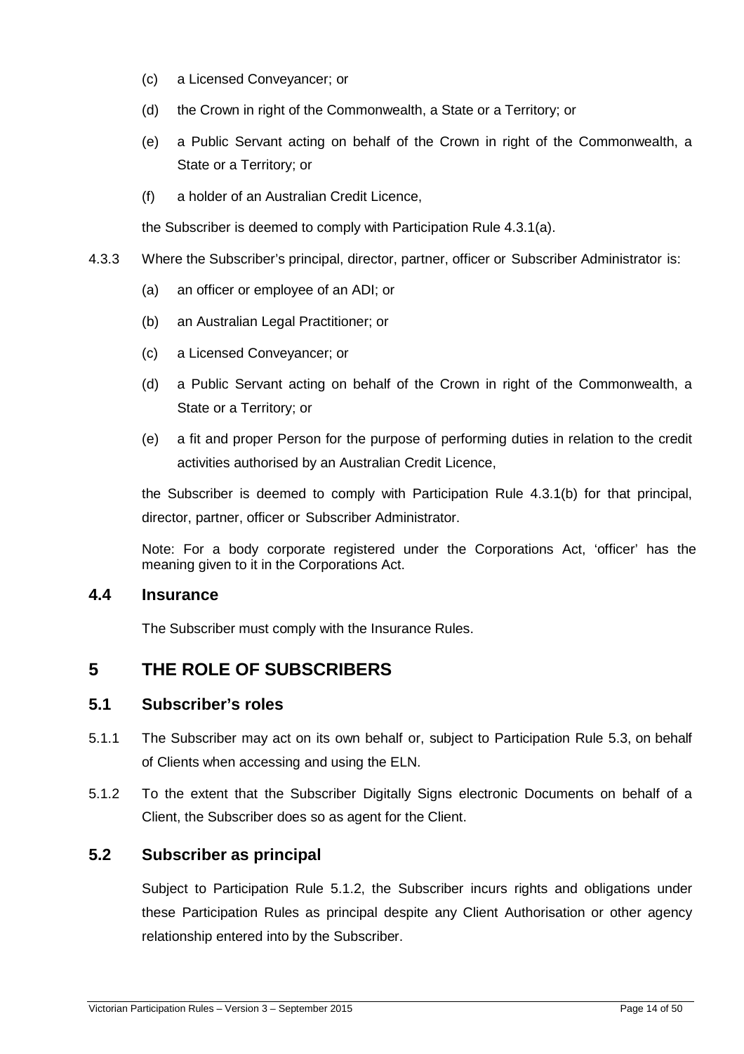(c) a Licensed Conveyancer; or

(d) the Crown in right of the Commonwealth, a State or a Territory; or

(e) a Public Servant acting on behalf of the Crown in right of the Commonwealth, a State or a Territory; or

(f) a holder of an Australian Credit Licence,

the Subscriber is deemed to comply with Participation Rule 4.3.1(a).

4.3.3 Where the Subscriber's principal, director, partner, officer or Subscriber Administrator is:

(a) an officer or employee of an ADI; or

(b) an Australian Legal Practitioner; or

(c) a Licensed Conveyancer; or

(d) a Public Servant acting on behalf of the Crown in right of the Commonwealth, a State or a Territory; or

(e) a fit and proper Person for the purpose of performing duties in relation to the credit activities authorised by an Australian Credit Licence,

the Subscriber is deemed to comply with Participation Rule 4.3.1(b) for that principal, director, partner, officer or Subscriber Administrator.

Note: For a body corporate registered under the Corporations Act, 'officer' has the meaning given to it in the Corporations Act.

### 4.4 Insurance

The Subscriber must comply with the Insurance Rules.

## 5 THE ROLE OF SUBSCRIBERS

### 5.1 Subscriber's roles

5.1.1 The Subscriber may act on its own behalf or, subject to Participation Rule 5.3, on behalf of Clients when accessing and using the ELN.

5.1.2 To the extent that the Subscriber Digitally Signs electronic Documents on behalf of a Client, the Subscriber does so as agent for the Client.

### 5.2 Subscriber as principal

Subject to Participation Rule 5.1.2, the Subscriber incurs rights and obligations under these Participation Rules as principal despite any Client Authorisation or other agency relationship entered into by the Subscriber.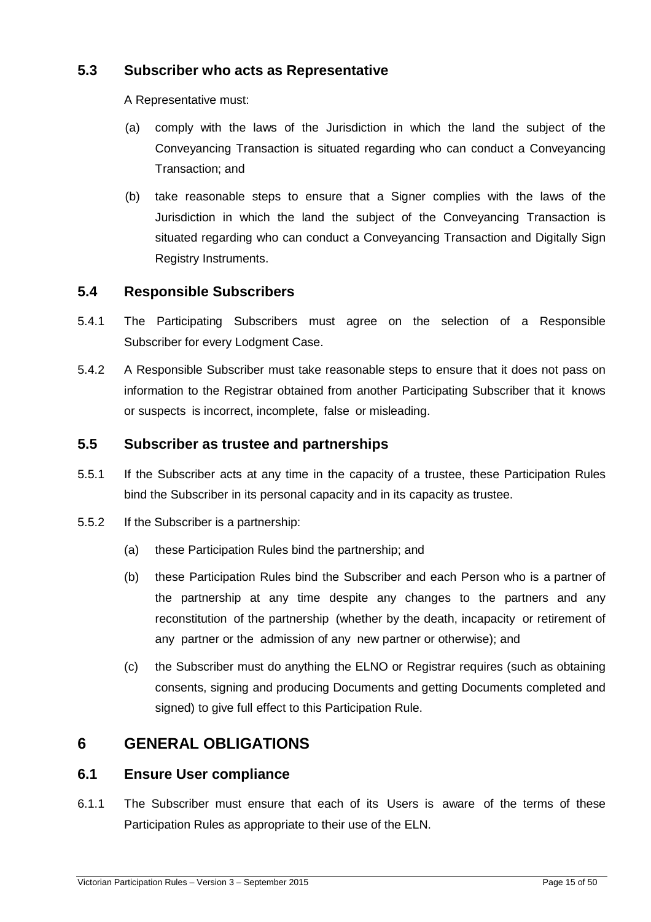### 5.3 Subscriber who acts as Representative

A Representative must:

(a) comply with the laws of the Jurisdiction in which the land the subject of the Conveyancing Transaction is situated regarding who can conduct a Conveyancing Transaction; and

(b) take reasonable steps to ensure that a Signer complies with the laws of the Jurisdiction in which the land the subject of the Conveyancing Transaction is situated regarding who can conduct a Conveyancing Transaction and Digitally Sign Registry Instruments.

### 5.4 Responsible Subscribers

5.4.1 The Participating Subscribers must agree on the selection of a Responsible Subscriber for every Lodgment Case.

5.4.2 A Responsible Subscriber must take reasonable steps to ensure that it does not pass on information to the Registrar obtained from another Participating Subscriber that it knows or suspects is incorrect, incomplete, false or misleading.

### 5.5 Subscriber as trustee and partnerships

5.5.1 If the Subscriber acts at any time in the capacity of a trustee, these Participation Rules bind the Subscriber in its personal capacity and in its capacity as trustee.

5.5.2 If the Subscriber is a partnership:

(a) these Participation Rules bind the partnership; and

(b) these Participation Rules bind the Subscriber and each Person who is a partner of the partnership at any time despite any changes to the partners and any reconstitution of the partnership (whether by the death, incapacity or retirement of any partner or the admission of any new partner or otherwise); and

(c) the Subscriber must do anything the ELNO or Registrar requires (such as obtaining consents, signing and producing Documents and getting Documents completed and signed) to give full effect to this Participation Rule.

## 6 GENERAL OBLIGATIONS

### 6.1 Ensure User compliance

6.1.1 The Subscriber must ensure that each of its Users is aware of the terms of these Participation Rules as appropriate to their use of the ELN.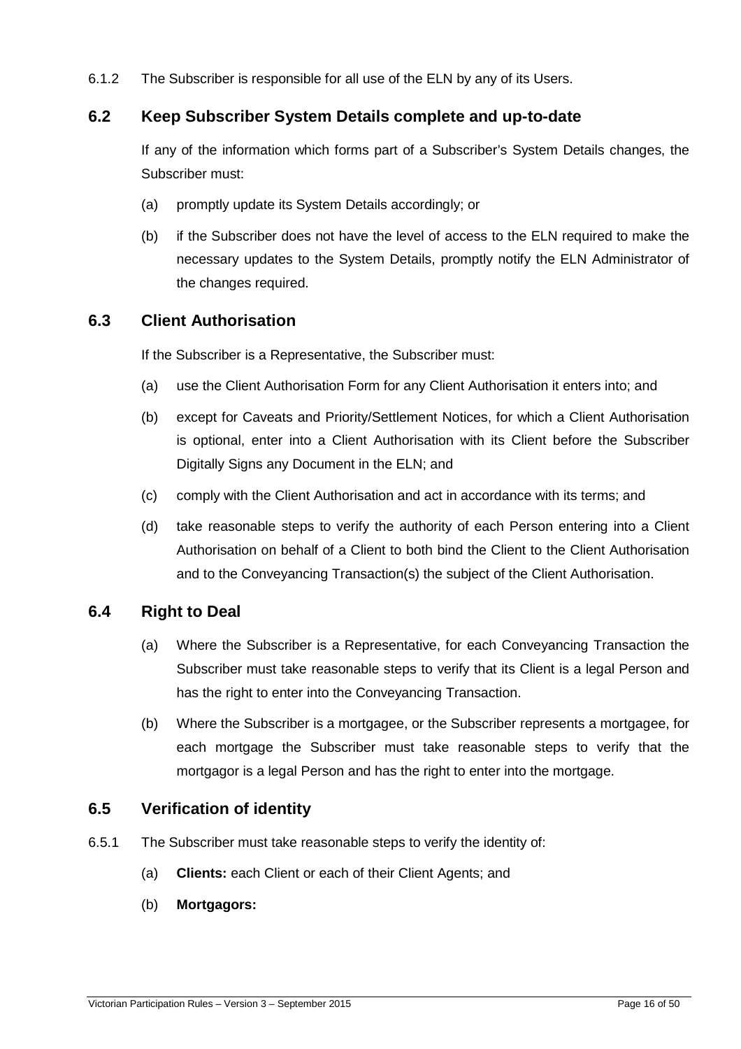6.1.2 The Subscriber is responsible for all use of the ELN by any of its Users.

## 6.2 Keep Subscriber System Details complete and up-to-date

If any of the information which forms part of a Subscriber's System Details changes, the Subscriber must:

(a) promptly update its System Details accordingly; or

(b) if the Subscriber does not have the level of access to the ELN required to make the necessary updates to the System Details, promptly notify the ELN Administrator of the changes required.

## 6.3 Client Authorisation

If the Subscriber is a Representative, the Subscriber must:

(a) use the Client Authorisation Form for any Client Authorisation it enters into; and

(b) except for Caveats and Priority/Settlement Notices, for which a Client Authorisation is optional, enter into a Client Authorisation with its Client before the Subscriber Digitally Signs any Document in the ELN; and

(c) comply with the Client Authorisation and act in accordance with its terms; and

(d) take reasonable steps to verify the authority of each Person entering into a Client Authorisation on behalf of a Client to both bind the Client to the Client Authorisation and to the Conveyancing Transaction(s) the subject of the Client Authorisation.

## 6.4 Right to Deal

(a) Where the Subscriber is a Representative, for each Conveyancing Transaction the Subscriber must take reasonable steps to verify that its Client is a legal Person and has the right to enter into the Conveyancing Transaction.

(b) Where the Subscriber is a mortgagee, or the Subscriber represents a mortgagee, for each mortgage the Subscriber must take reasonable steps to verify that the mortgagor is a legal Person and has the right to enter into the mortgage.

## 6.5 Verification of identity

6.5.1 The Subscriber must take reasonable steps to verify the identity of:

(a) **Clients:** each Client or each of their Client Agents; and

(b) **Mortgagors:**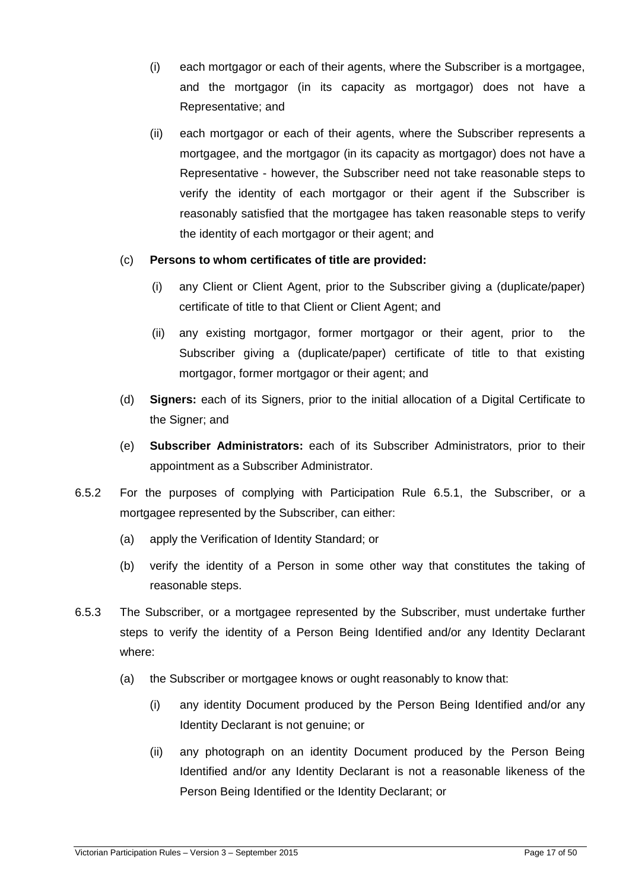(i) each mortgagor or each of their agents, where the Subscriber is a mortgagee, and the mortgagor (in its capacity as mortgagor) does not have a Representative; and

(ii) each mortgagor or each of their agents, where the Subscriber represents a mortgagee, and the mortgagor (in its capacity as mortgagor) does not have a Representative - however, the Subscriber need not take reasonable steps to verify the identity of each mortgagor or their agent if the Subscriber is reasonably satisfied that the mortgagee has taken reasonable steps to verify the identity of each mortgagor or their agent; and

(c) **Persons to whom certificates of title are provided:**

(i) any Client or Client Agent, prior to the Subscriber giving a (duplicate/paper) certificate of title to that Client or Client Agent; and

(ii) any existing mortgagor, former mortgagor or their agent, prior to the Subscriber giving a (duplicate/paper) certificate of title to that existing mortgagor, former mortgagor or their agent; and

(d) **Signers:** each of its Signers, prior to the initial allocation of a Digital Certificate to the Signer; and

(e) **Subscriber Administrators:** each of its Subscriber Administrators, prior to their appointment as a Subscriber Administrator.

6.5.2 For the purposes of complying with Participation Rule 6.5.1, the Subscriber, or a mortgagee represented by the Subscriber, can either:

(a) apply the Verification of Identity Standard; or

(b) verify the identity of a Person in some other way that constitutes the taking of reasonable steps.

6.5.3 The Subscriber, or a mortgagee represented by the Subscriber, must undertake further steps to verify the identity of a Person Being Identified and/or any Identity Declarant where:

(a) the Subscriber or mortgagee knows or ought reasonably to know that:

(i) any identity Document produced by the Person Being Identified and/or any Identity Declarant is not genuine; or

(ii) any photograph on an identity Document produced by the Person Being Identified and/or any Identity Declarant is not a reasonable likeness of the Person Being Identified or the Identity Declarant; or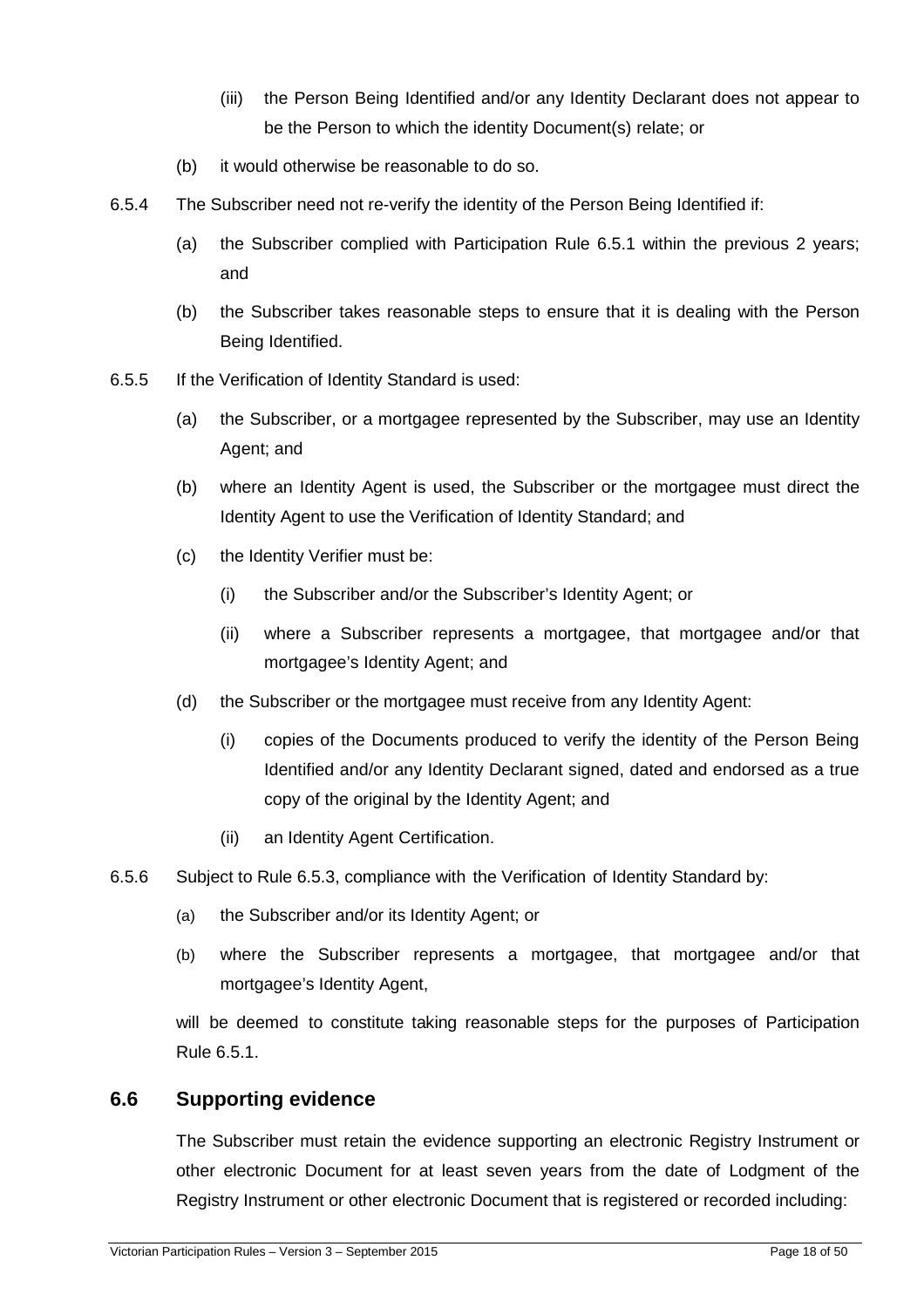(iii) the Person Being Identified and/or any Identity Declarant does not appear to be the Person to which the identity Document(s) relate; or

(b) it would otherwise be reasonable to do so.

6.5.4 The Subscriber need not re-verify the identity of the Person Being Identified if:

(a) the Subscriber complied with Participation Rule 6.5.1 within the previous 2 years; and

(b) the Subscriber takes reasonable steps to ensure that it is dealing with the Person Being Identified.

6.5.5 If the Verification of Identity Standard is used:

(a) the Subscriber, or a mortgagee represented by the Subscriber, may use an Identity Agent; and

(b) where an Identity Agent is used, the Subscriber or the mortgagee must direct the Identity Agent to use the Verification of Identity Standard; and

(c) the Identity Verifier must be:

(i) the Subscriber and/or the Subscriber's Identity Agent; or

(ii) where a Subscriber represents a mortgagee, that mortgagee and/or that mortgagee's Identity Agent; and

(d) the Subscriber or the mortgagee must receive from any Identity Agent:

(i) copies of the Documents produced to verify the identity of the Person Being Identified and/or any Identity Declarant signed, dated and endorsed as a true copy of the original by the Identity Agent; and

(ii) an Identity Agent Certification.

6.5.6 Subject to Rule 6.5.3, compliance with the Verification of Identity Standard by:

(a) the Subscriber and/or its Identity Agent; or

(b) where the Subscriber represents a mortgagee, that mortgagee and/or that mortgagee's Identity Agent,

will be deemed to constitute taking reasonable steps for the purposes of Participation Rule 6.5.1.

## 6.6 Supporting evidence

The Subscriber must retain the evidence supporting an electronic Registry Instrument or other electronic Document for at least seven years from the date of Lodgment of the Registry Instrument or other electronic Document that is registered or recorded including: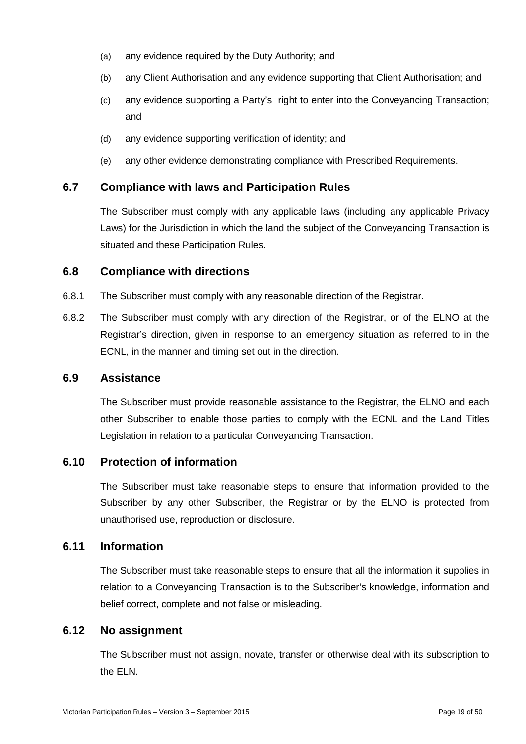(a) any evidence required by the Duty Authority; and

(b) any Client Authorisation and any evidence supporting that Client Authorisation; and

(c) any evidence supporting a Party's right to enter into the Conveyancing Transaction; and

(d) any evidence supporting verification of identity; and

(e) any other evidence demonstrating compliance with Prescribed Requirements.

## 6.7 Compliance with laws and Participation Rules

The Subscriber must comply with any applicable laws (including any applicable Privacy Laws) for the Jurisdiction in which the land the subject of the Conveyancing Transaction is situated and these Participation Rules.

## 6.8 Compliance with directions

6.8.1 The Subscriber must comply with any reasonable direction of the Registrar.

6.8.2 The Subscriber must comply with any direction of the Registrar, or of the ELNO at the Registrar's direction, given in response to an emergency situation as referred to in the ECNL, in the manner and timing set out in the direction.

## 6.9 Assistance

The Subscriber must provide reasonable assistance to the Registrar, the ELNO and each other Subscriber to enable those parties to comply with the ECNL and the Land Titles Legislation in relation to a particular Conveyancing Transaction.

## 6.10 Protection of information

The Subscriber must take reasonable steps to ensure that information provided to the Subscriber by any other Subscriber, the Registrar or by the ELNO is protected from unauthorised use, reproduction or disclosure.

## 6.11 Information

The Subscriber must take reasonable steps to ensure that all the information it supplies in relation to a Conveyancing Transaction is to the Subscriber's knowledge, information and belief correct, complete and not false or misleading.

## 6.12 No assignment

The Subscriber must not assign, novate, transfer or otherwise deal with its subscription to the ELN.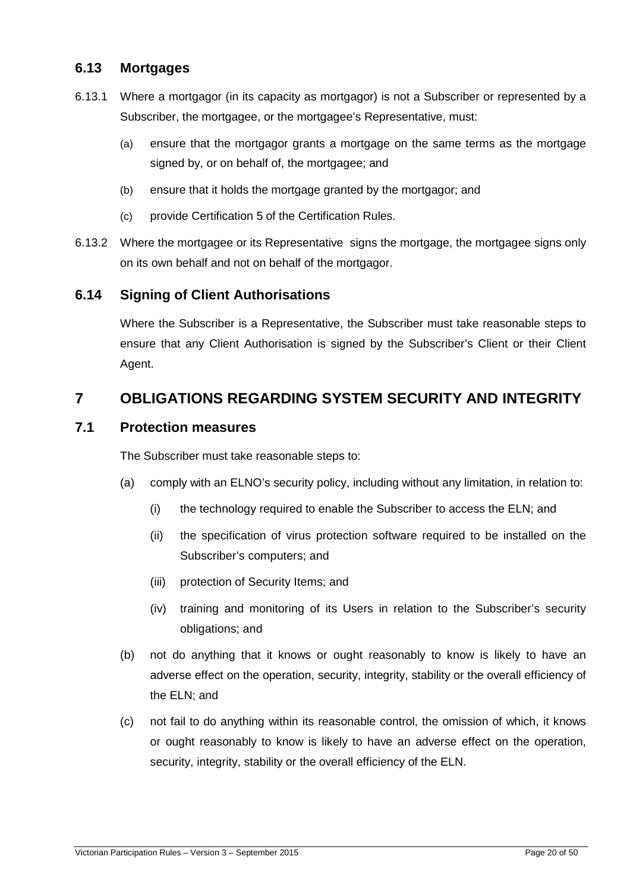### 6.13 Mortgages

6.13.1 Where a mortgagor (in its capacity as mortgagor) is not a Subscriber or represented by a Subscriber, the mortgagee, or the mortgagee's Representative, must:

(a) ensure that the mortgagor grants a mortgage on the same terms as the mortgage signed by, or on behalf of, the mortgagee; and

(b) ensure that it holds the mortgage granted by the mortgagor; and

(c) provide Certification 5 of the Certification Rules.

6.13.2 Where the mortgagee or its Representative signs the mortgage, the mortgagee signs only on its own behalf and not on behalf of the mortgagor.

### 6.14 Signing of Client Authorisations

Where the Subscriber is a Representative, the Subscriber must take reasonable steps to ensure that any Client Authorisation is signed by the Subscriber's Client or their Client Agent.

## 7 OBLIGATIONS REGARDING SYSTEM SECURITY AND INTEGRITY

### 7.1 Protection measures

The Subscriber must take reasonable steps to:

(a) comply with an ELNO's security policy, including without any limitation, in relation to:

(i) the technology required to enable the Subscriber to access the ELN; and

(ii) the specification of virus protection software required to be installed on the Subscriber's computers; and

(iii) protection of Security Items; and

(iv) training and monitoring of its Users in relation to the Subscriber's security obligations; and

(b) not do anything that it knows or ought reasonably to know is likely to have an adverse effect on the operation, security, integrity, stability or the overall efficiency of the ELN; and

(c) not fail to do anything within its reasonable control, the omission of which, it knows or ought reasonably to know is likely to have an adverse effect on the operation, security, integrity, stability or the overall efficiency of the ELN.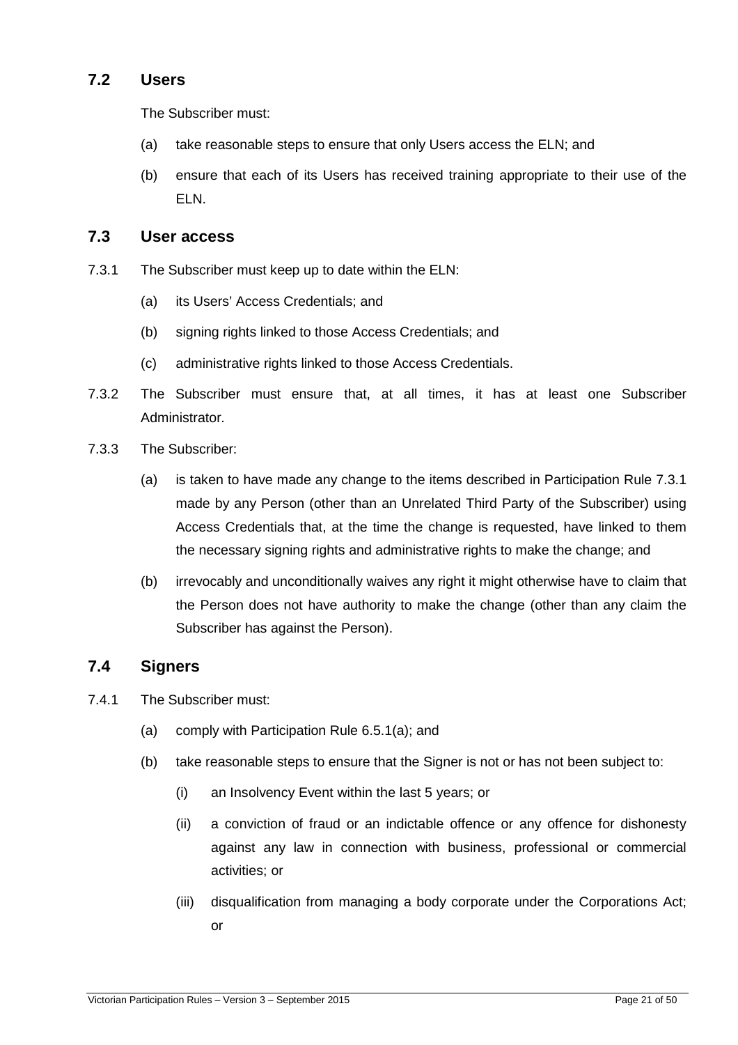## 7.2 Users

The Subscriber must:

(a) take reasonable steps to ensure that only Users access the ELN; and

(b) ensure that each of its Users has received training appropriate to their use of the ELN.

## 7.3 User access

7.3.1 The Subscriber must keep up to date within the ELN:

(a) its Users' Access Credentials; and

(b) signing rights linked to those Access Credentials; and

(c) administrative rights linked to those Access Credentials.

7.3.2 The Subscriber must ensure that, at all times, it has at least one Subscriber Administrator.

7.3.3 The Subscriber:

(a) is taken to have made any change to the items described in Participation Rule 7.3.1 made by any Person (other than an Unrelated Third Party of the Subscriber) using Access Credentials that, at the time the change is requested, have linked to them the necessary signing rights and administrative rights to make the change; and

(b) irrevocably and unconditionally waives any right it might otherwise have to claim that the Person does not have authority to make the change (other than any claim the Subscriber has against the Person).

## 7.4 Signers

7.4.1 The Subscriber must:

(a) comply with Participation Rule 6.5.1(a); and

(b) take reasonable steps to ensure that the Signer is not or has not been subject to:

(i) an Insolvency Event within the last 5 years; or

(ii) a conviction of fraud or an indictable offence or any offence for dishonesty against any law in connection with business, professional or commercial activities; or

(iii) disqualification from managing a body corporate under the Corporations Act; or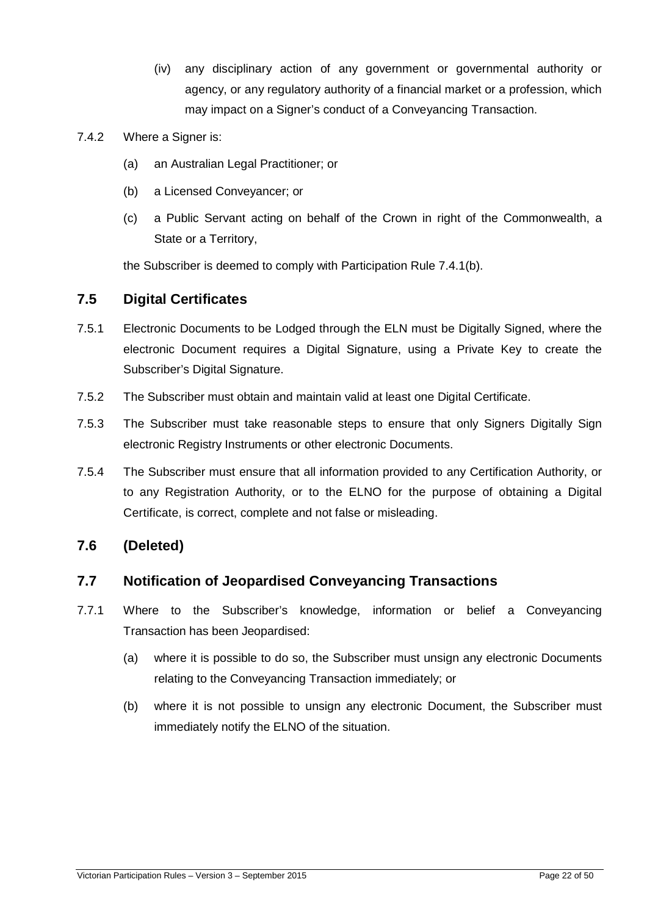(iv) any disciplinary action of any government or governmental authority or agency, or any regulatory authority of a financial market or a profession, which may impact on a Signer's conduct of a Conveyancing Transaction.

7.4.2 Where a Signer is:

(a) an Australian Legal Practitioner; or

(b) a Licensed Conveyancer; or

(c) a Public Servant acting on behalf of the Crown in right of the Commonwealth, a State or a Territory,

the Subscriber is deemed to comply with Participation Rule 7.4.1(b).

## 7.5 Digital Certificates

7.5.1 Electronic Documents to be Lodged through the ELN must be Digitally Signed, where the electronic Document requires a Digital Signature, using a Private Key to create the Subscriber's Digital Signature.

7.5.2 The Subscriber must obtain and maintain valid at least one Digital Certificate.

7.5.3 The Subscriber must take reasonable steps to ensure that only Signers Digitally Sign electronic Registry Instruments or other electronic Documents.

7.5.4 The Subscriber must ensure that all information provided to any Certification Authority, or to any Registration Authority, or to the ELNO for the purpose of obtaining a Digital Certificate, is correct, complete and not false or misleading.

## 7.6 (Deleted)

## 7.7 Notification of Jeopardised Conveyancing Transactions

7.7.1 Where to the Subscriber's knowledge, information or belief a Conveyancing Transaction has been Jeopardised:

(a) where it is possible to do so, the Subscriber must unsign any electronic Documents relating to the Conveyancing Transaction immediately; or

(b) where it is not possible to unsign any electronic Document, the Subscriber must immediately notify the ELNO of the situation.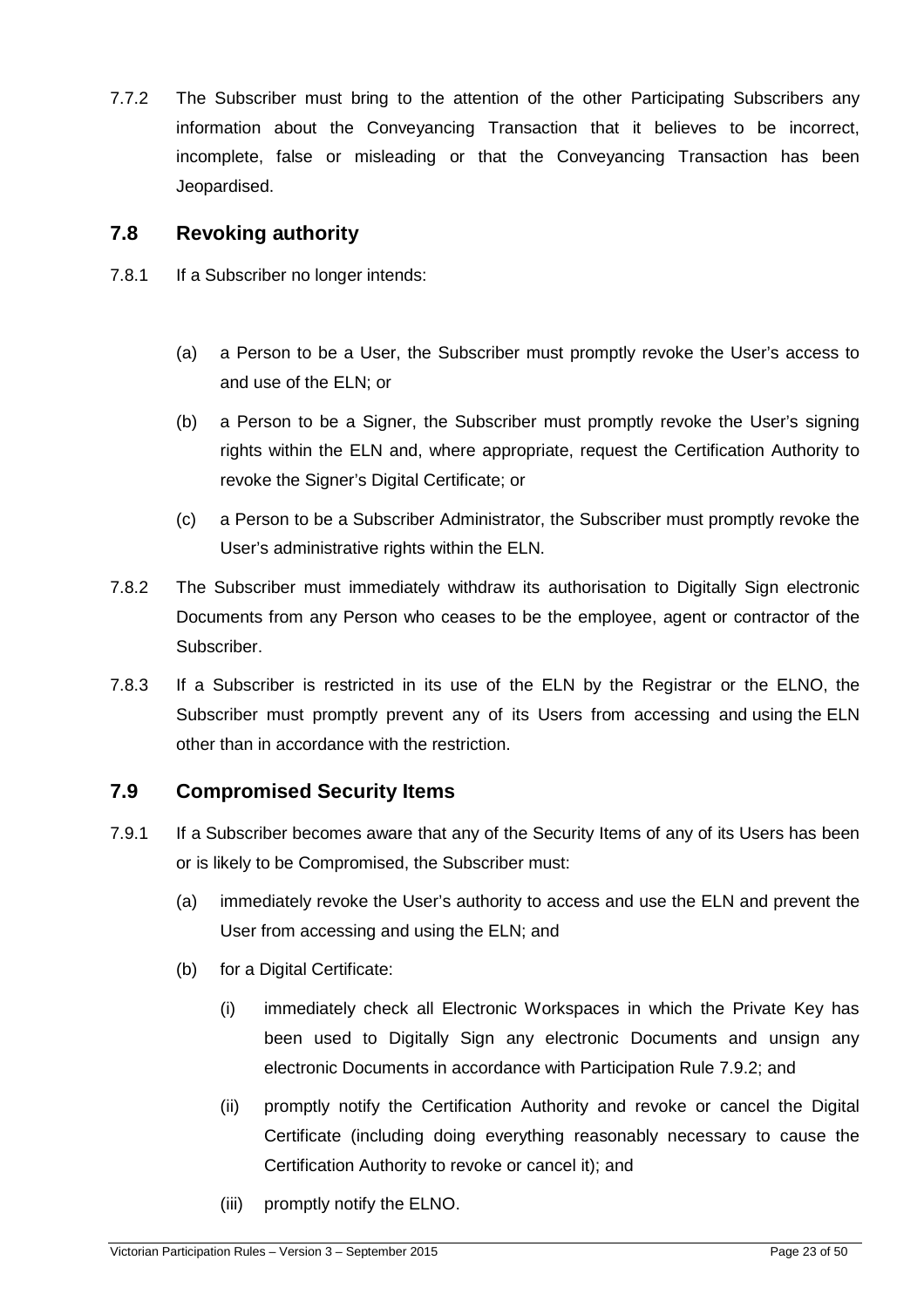7.7.2 The Subscriber must bring to the attention of the other Participating Subscribers any information about the Conveyancing Transaction that it believes to be incorrect, incomplete, false or misleading or that the Conveyancing Transaction has been Jeopardised.

## 7.8 Revoking authority

7.8.1 If a Subscriber no longer intends:

(a) a Person to be a User, the Subscriber must promptly revoke the User's access to and use of the ELN; or

(b) a Person to be a Signer, the Subscriber must promptly revoke the User's signing rights within the ELN and, where appropriate, request the Certification Authority to revoke the Signer's Digital Certificate; or

(c) a Person to be a Subscriber Administrator, the Subscriber must promptly revoke the User's administrative rights within the ELN.

7.8.2 The Subscriber must immediately withdraw its authorisation to Digitally Sign electronic Documents from any Person who ceases to be the employee, agent or contractor of the Subscriber.

7.8.3 If a Subscriber is restricted in its use of the ELN by the Registrar or the ELNO, the Subscriber must promptly prevent any of its Users from accessing and using the ELN other than in accordance with the restriction.

## 7.9 Compromised Security Items

7.9.1 If a Subscriber becomes aware that any of the Security Items of any of its Users has been or is likely to be Compromised, the Subscriber must:

(a) immediately revoke the User's authority to access and use the ELN and prevent the User from accessing and using the ELN; and

(b) for a Digital Certificate:

(i) immediately check all Electronic Workspaces in which the Private Key has been used to Digitally Sign any electronic Documents and unsign any electronic Documents in accordance with Participation Rule 7.9.2; and

(ii) promptly notify the Certification Authority and revoke or cancel the Digital Certificate (including doing everything reasonably necessary to cause the Certification Authority to revoke or cancel it); and

(iii) promptly notify the ELNO.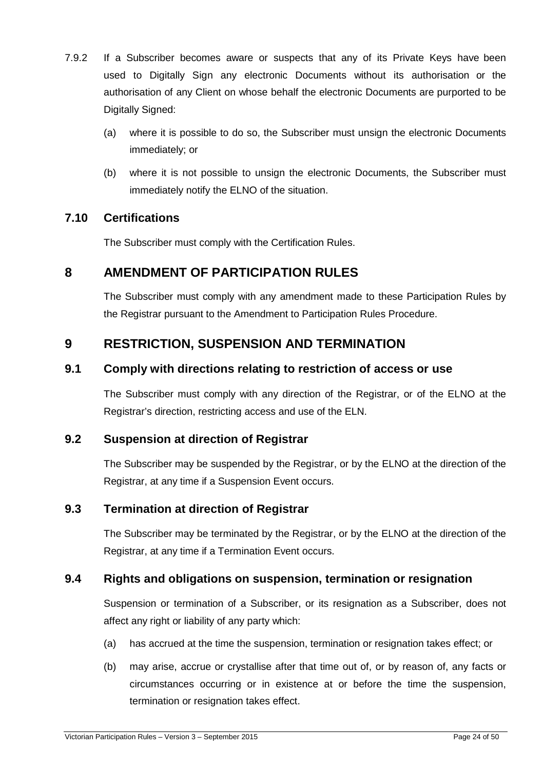7.9.2 If a Subscriber becomes aware or suspects that any of its Private Keys have been used to Digitally Sign any electronic Documents without its authorisation or the authorisation of any Client on whose behalf the electronic Documents are purported to be Digitally Signed:

(a) where it is possible to do so, the Subscriber must unsign the electronic Documents immediately; or

(b) where it is not possible to unsign the electronic Documents, the Subscriber must immediately notify the ELNO of the situation.

### 7.10 Certifications

The Subscriber must comply with the Certification Rules.

## 8 AMENDMENT OF PARTICIPATION RULES

The Subscriber must comply with any amendment made to these Participation Rules by the Registrar pursuant to the Amendment to Participation Rules Procedure.

## 9 RESTRICTION, SUSPENSION AND TERMINATION

### 9.1 Comply with directions relating to restriction of access or use

The Subscriber must comply with any direction of the Registrar, or of the ELNO at the Registrar's direction, restricting access and use of the ELN.

### 9.2 Suspension at direction of Registrar

The Subscriber may be suspended by the Registrar, or by the ELNO at the direction of the Registrar, at any time if a Suspension Event occurs.

### 9.3 Termination at direction of Registrar

The Subscriber may be terminated by the Registrar, or by the ELNO at the direction of the Registrar, at any time if a Termination Event occurs.

### 9.4 Rights and obligations on suspension, termination or resignation

Suspension or termination of a Subscriber, or its resignation as a Subscriber, does not affect any right or liability of any party which:

(a) has accrued at the time the suspension, termination or resignation takes effect; or

(b) may arise, accrue or crystallise after that time out of, or by reason of, any facts or circumstances occurring or in existence at or before the time the suspension, termination or resignation takes effect.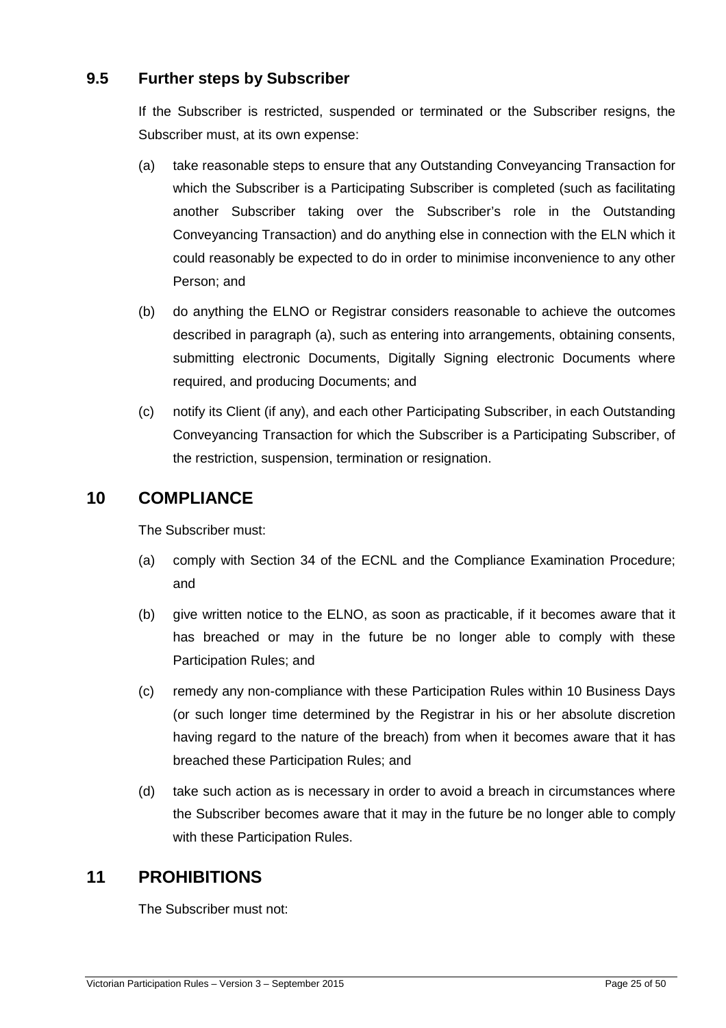### 9.5 Further steps by Subscriber

If the Subscriber is restricted, suspended or terminated or the Subscriber resigns, the Subscriber must, at its own expense:

(a) take reasonable steps to ensure that any Outstanding Conveyancing Transaction for which the Subscriber is a Participating Subscriber is completed (such as facilitating another Subscriber taking over the Subscriber's role in the Outstanding Conveyancing Transaction) and do anything else in connection with the ELN which it could reasonably be expected to do in order to minimise inconvenience to any other Person; and

(b) do anything the ELNO or Registrar considers reasonable to achieve the outcomes described in paragraph (a), such as entering into arrangements, obtaining consents, submitting electronic Documents, Digitally Signing electronic Documents where required, and producing Documents; and

(c) notify its Client (if any), and each other Participating Subscriber, in each Outstanding Conveyancing Transaction for which the Subscriber is a Participating Subscriber, of the restriction, suspension, termination or resignation.

## 10 COMPLIANCE

The Subscriber must:

(a) comply with Section 34 of the ECNL and the Compliance Examination Procedure; and

(b) give written notice to the ELNO, as soon as practicable, if it becomes aware that it has breached or may in the future be no longer able to comply with these Participation Rules; and

(c) remedy any non-compliance with these Participation Rules within 10 Business Days (or such longer time determined by the Registrar in his or her absolute discretion having regard to the nature of the breach) from when it becomes aware that it has breached these Participation Rules; and

(d) take such action as is necessary in order to avoid a breach in circumstances where the Subscriber becomes aware that it may in the future be no longer able to comply with these Participation Rules.

## 11 PROHIBITIONS

The Subscriber must not: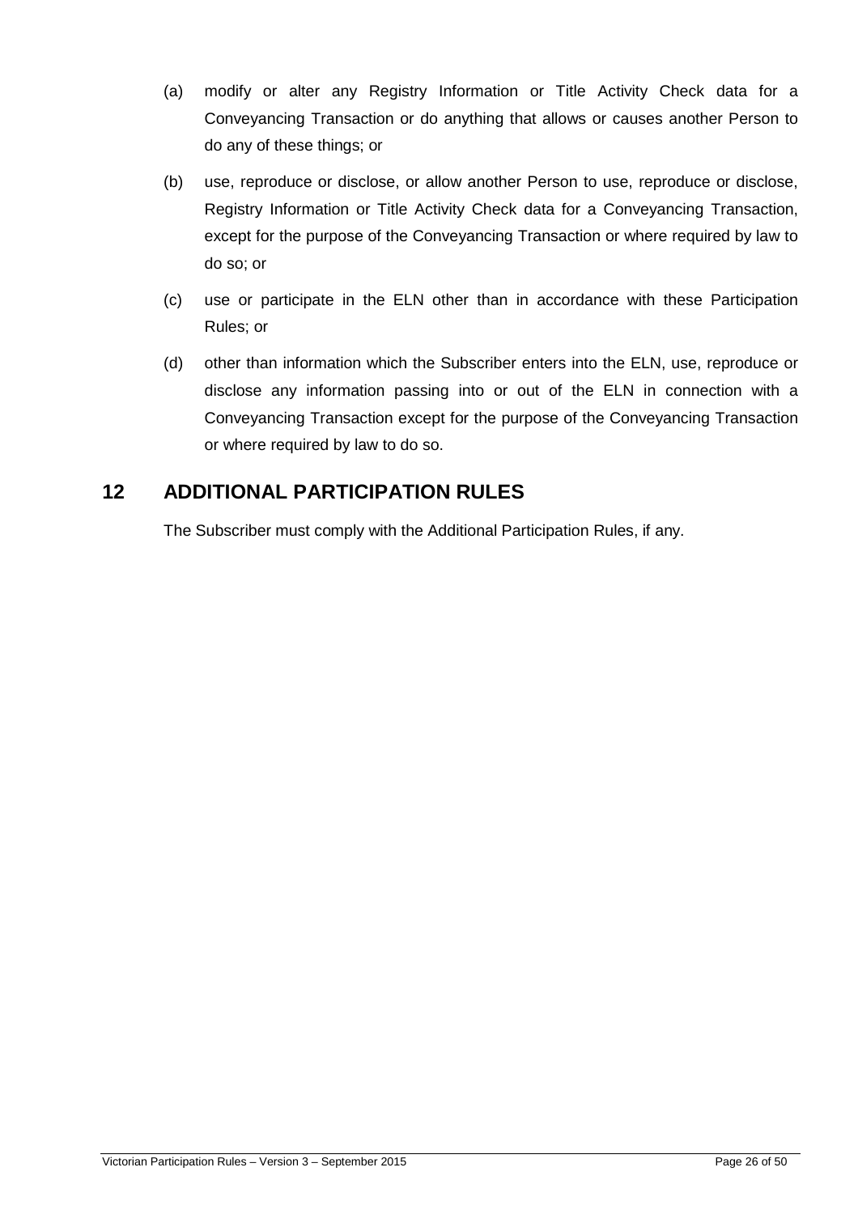(a) modify or alter any Registry Information or Title Activity Check data for a Conveyancing Transaction or do anything that allows or causes another Person to do any of these things; or

(b) use, reproduce or disclose, or allow another Person to use, reproduce or disclose, Registry Information or Title Activity Check data for a Conveyancing Transaction, except for the purpose of the Conveyancing Transaction or where required by law to do so; or

(c) use or participate in the ELN other than in accordance with these Participation Rules; or

(d) other than information which the Subscriber enters into the ELN, use, reproduce or disclose any information passing into or out of the ELN in connection with a Conveyancing Transaction except for the purpose of the Conveyancing Transaction or where required by law to do so.

## 12 ADDITIONAL PARTICIPATION RULES

The Subscriber must comply with the Additional Participation Rules, if any.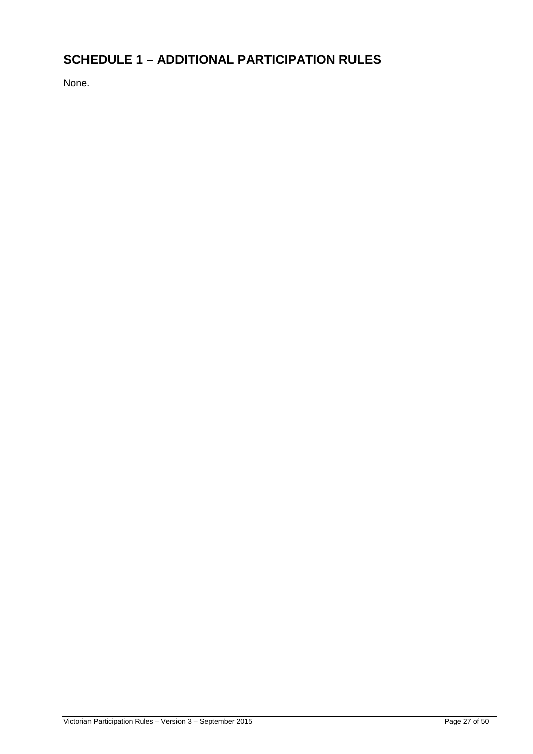# SCHEDULE 1 – ADDITIONAL PARTICIPATION RULES

None.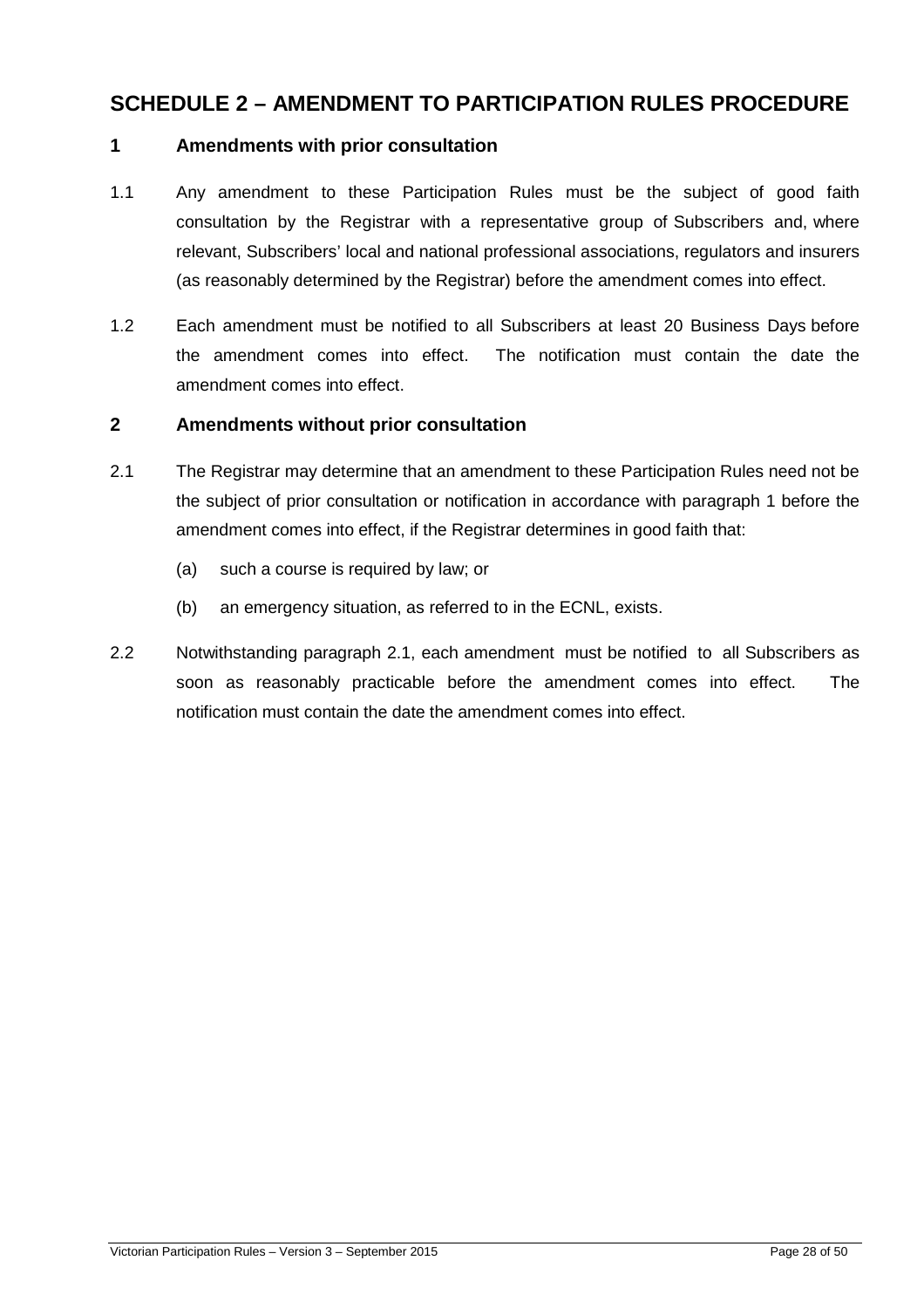# SCHEDULE 2 – AMENDMENT TO PARTICIPATION RULES PROCEDURE

## 1 Amendments with prior consultation

1.1 Any amendment to these Participation Rules must be the subject of good faith consultation by the Registrar with a representative group of Subscribers and, where relevant, Subscribers' local and national professional associations, regulators and insurers (as reasonably determined by the Registrar) before the amendment comes into effect.

1.2 Each amendment must be notified to all Subscribers at least 20 Business Days before the amendment comes into effect. The notification must contain the date the amendment comes into effect.

## 2 Amendments without prior consultation

2.1 The Registrar may determine that an amendment to these Participation Rules need not be the subject of prior consultation or notification in accordance with paragraph 1 before the amendment comes into effect, if the Registrar determines in good faith that:

(a) such a course is required by law; or

(b) an emergency situation, as referred to in the ECNL, exists.

2.2 Notwithstanding paragraph 2.1, each amendment must be notified to all Subscribers as soon as reasonably practicable before the amendment comes into effect. The notification must contain the date the amendment comes into effect.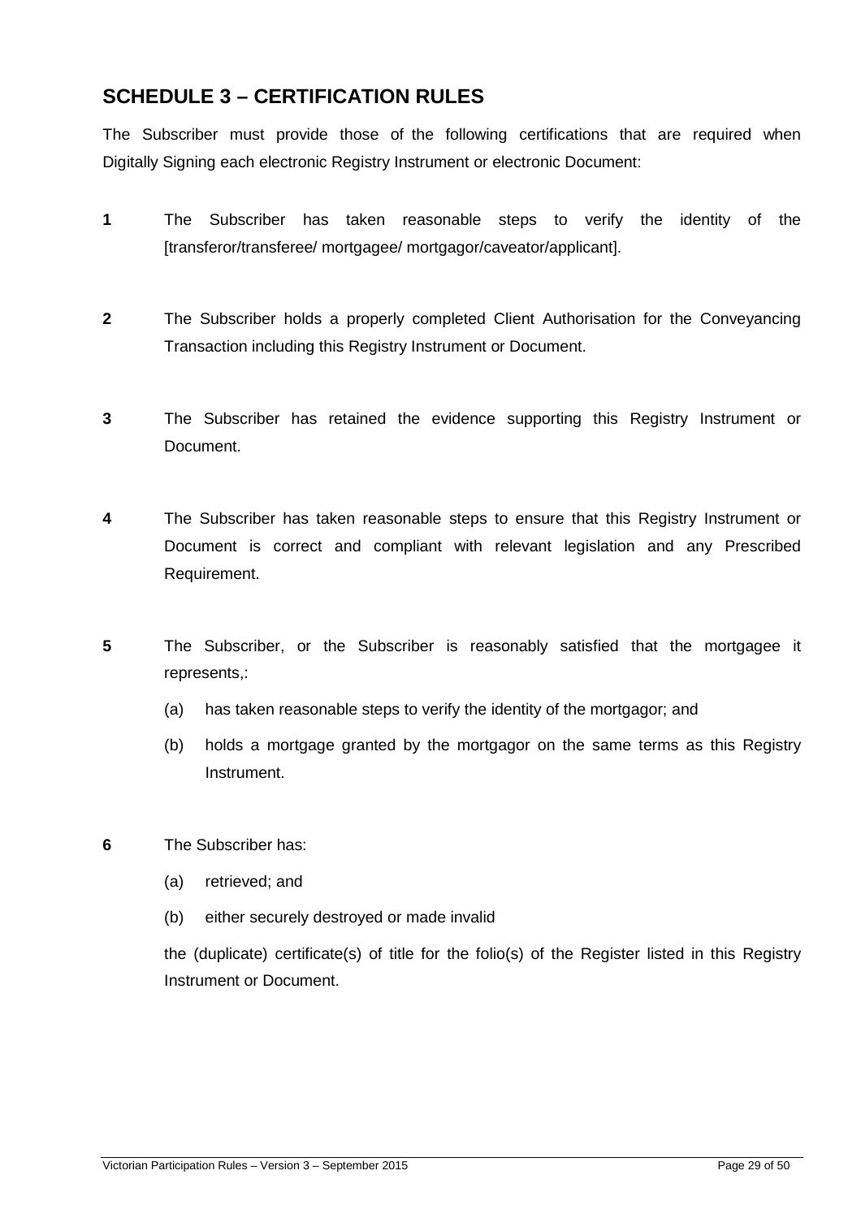## SCHEDULE 3 – CERTIFICATION RULES

The Subscriber must provide those of the following certifications that are required when Digitally Signing each electronic Registry Instrument or electronic Document:

**1** The Subscriber has taken reasonable steps to verify the identity of the [transferor/transferee/ mortgagee/ mortgagor/caveator/applicant].

**2** The Subscriber holds a properly completed Client Authorisation for the Conveyancing Transaction including this Registry Instrument or Document.

**3** The Subscriber has retained the evidence supporting this Registry Instrument or Document.

**4** The Subscriber has taken reasonable steps to ensure that this Registry Instrument or Document is correct and compliant with relevant legislation and any Prescribed Requirement.

**5** The Subscriber, or the Subscriber is reasonably satisfied that the mortgagee it represents,:

- (a) has taken reasonable steps to verify the identity of the mortgagor; and
- (b) holds a mortgage granted by the mortgagor on the same terms as this Registry Instrument.

**6** The Subscriber has:

- (a) retrieved; and
- (b) either securely destroyed or made invalid

the (duplicate) certificate(s) of title for the folio(s) of the Register listed in this Registry Instrument or Document.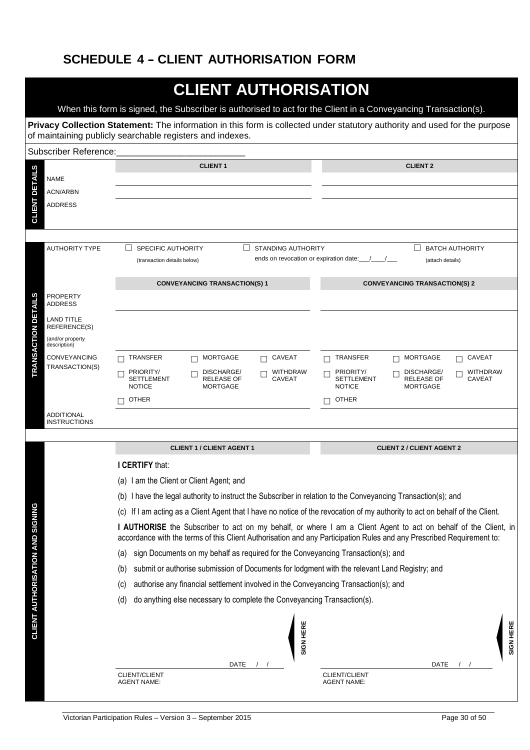## SCHEDULE 4 – CLIENT AUTHORISATION FORM

# CLIENT AUTHORISATION

When this form is signed, the Subscriber is authorised to act for the Client in a Conveyancing Transaction(s).

**Privacy Collection Statement:** The information in this form is collected under statutory authority and used for the purpose of maintaining publicly searchable registers and indexes.

Subscriber Reference:___________________________

**CLIENT DETAILS**

| | CLIENT 1 | CLIENT 2 |
|---|---|---|
| NAME | | |
| ACN/ARBN | | |
| ADDRESS | | |

**TRANSACTION DETAILS**

AUTHORITY TYPE: ☐ SPECIFIC AUTHORITY (transaction details below) ☐ STANDING AUTHORITY ends on revocation or expiration date:___/___/___ ☐ BATCH AUTHORITY (attach details)

| | CONVEYANCING TRANSACTION(S) 1 | CONVEYANCING TRANSACTION(S) 2 |
|---|---|---|
| PROPERTY ADDRESS | | |
| LAND TITLE REFERENCE(S) (and/or property description) | | |
| CONVEYANCING TRANSACTION(S) | ☐ TRANSFER ☐ MORTGAGE ☐ CAVEAT ☐ PRIORITY/ SETTLEMENT NOTICE ☐ DISCHARGE/ RELEASE OF MORTGAGE ☐ WITHDRAW CAVEAT ☐ OTHER | ☐ TRANSFER ☐ MORTGAGE ☐ CAVEAT ☐ PRIORITY/ SETTLEMENT NOTICE ☐ DISCHARGE/ RELEASE OF MORTGAGE ☐ WITHDRAW CAVEAT ☐ OTHER |
| ADDITIONAL INSTRUCTIONS | | |

**CLIENT AUTHORISATION AND SIGNING**

| CLIENT 1 / CLIENT AGENT 1 | CLIENT 2 / CLIENT AGENT 2 |
|---|---|

**I CERTIFY** that:

(a) I am the Client or Client Agent; and

(b) I have the legal authority to instruct the Subscriber in relation to the Conveyancing Transaction(s); and

(c) If I am acting as a Client Agent that I have no notice of the revocation of my authority to act on behalf of the Client.

**I AUTHORISE** the Subscriber to act on my behalf, or where I am a Client Agent to act on behalf of the Client, in accordance with the terms of this Client Authorisation and any Participation Rules and any Prescribed Requirement to:

(a) sign Documents on my behalf as required for the Conveyancing Transaction(s); and

(b) submit or authorise submission of Documents for lodgment with the relevant Land Registry; and

(c) authorise any financial settlement involved in the Conveyancing Transaction(s); and

(d) do anything else necessary to complete the Conveyancing Transaction(s).

| SIGN HERE | SIGN HERE |
|---|---|
| DATE / / | DATE / / |
| CLIENT/CLIENT AGENT NAME: | CLIENT/CLIENT AGENT NAME: |

Victorian Participation Rules – Version 3 – September 2015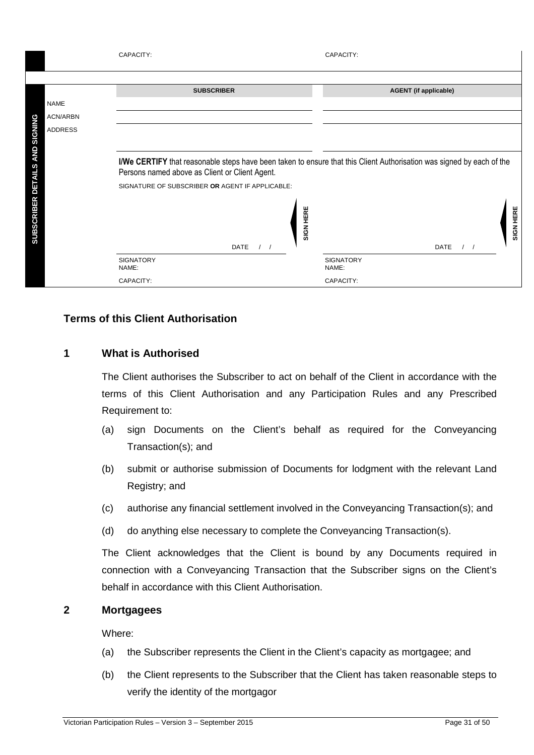| | CAPACITY: | CAPACITY: |
|---|---|---|

**SUBSCRIBER DETAILS AND SIGNING**

| | SUBSCRIBER | AGENT (if applicable) |
|---|---|---|
| NAME | | |
| ACN/ARBN | | |
| ADDRESS | | |

**I/We CERTIFY** that reasonable steps have been taken to ensure that this Client Authorisation was signed by each of the Persons named above as Client or Client Agent.

SIGNATURE OF SUBSCRIBER **OR** AGENT IF APPLICABLE:

| SIGN HERE | SIGN HERE |
|---|---|
| DATE / / | DATE / / |
| SIGNATORY NAME: | SIGNATORY NAME: |
| CAPACITY: | CAPACITY: |

## Terms of this Client Authorisation

### 1 What is Authorised

The Client authorises the Subscriber to act on behalf of the Client in accordance with the terms of this Client Authorisation and any Participation Rules and any Prescribed Requirement to:

(a) sign Documents on the Client's behalf as required for the Conveyancing Transaction(s); and

(b) submit or authorise submission of Documents for lodgment with the relevant Land Registry; and

(c) authorise any financial settlement involved in the Conveyancing Transaction(s); and

(d) do anything else necessary to complete the Conveyancing Transaction(s).

The Client acknowledges that the Client is bound by any Documents required in connection with a Conveyancing Transaction that the Subscriber signs on the Client's behalf in accordance with this Client Authorisation.

### 2 Mortgagees

Where:

(a) the Subscriber represents the Client in the Client's capacity as mortgagee; and

(b) the Client represents to the Subscriber that the Client has taken reasonable steps to verify the identity of the mortgagor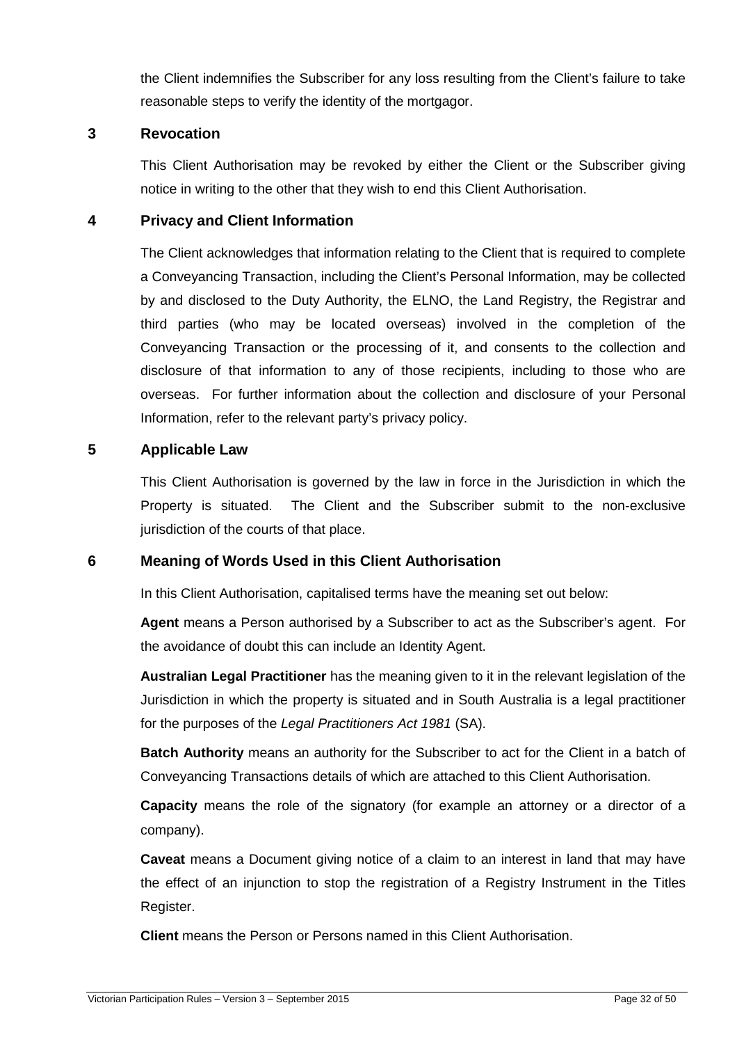the Client indemnifies the Subscriber for any loss resulting from the Client's failure to take reasonable steps to verify the identity of the mortgagor.

## 3 Revocation

This Client Authorisation may be revoked by either the Client or the Subscriber giving notice in writing to the other that they wish to end this Client Authorisation.

## 4 Privacy and Client Information

The Client acknowledges that information relating to the Client that is required to complete a Conveyancing Transaction, including the Client's Personal Information, may be collected by and disclosed to the Duty Authority, the ELNO, the Land Registry, the Registrar and third parties (who may be located overseas) involved in the completion of the Conveyancing Transaction or the processing of it, and consents to the collection and disclosure of that information to any of those recipients, including to those who are overseas. For further information about the collection and disclosure of your Personal Information, refer to the relevant party's privacy policy.

## 5 Applicable Law

This Client Authorisation is governed by the law in force in the Jurisdiction in which the Property is situated. The Client and the Subscriber submit to the non-exclusive jurisdiction of the courts of that place.

## 6 Meaning of Words Used in this Client Authorisation

In this Client Authorisation, capitalised terms have the meaning set out below:

**Agent** means a Person authorised by a Subscriber to act as the Subscriber's agent. For the avoidance of doubt this can include an Identity Agent.

**Australian Legal Practitioner** has the meaning given to it in the relevant legislation of the Jurisdiction in which the property is situated and in South Australia is a legal practitioner for the purposes of the *Legal Practitioners Act 1981* (SA).

**Batch Authority** means an authority for the Subscriber to act for the Client in a batch of Conveyancing Transactions details of which are attached to this Client Authorisation.

**Capacity** means the role of the signatory (for example an attorney or a director of a company).

**Caveat** means a Document giving notice of a claim to an interest in land that may have the effect of an injunction to stop the registration of a Registry Instrument in the Titles Register.

**Client** means the Person or Persons named in this Client Authorisation.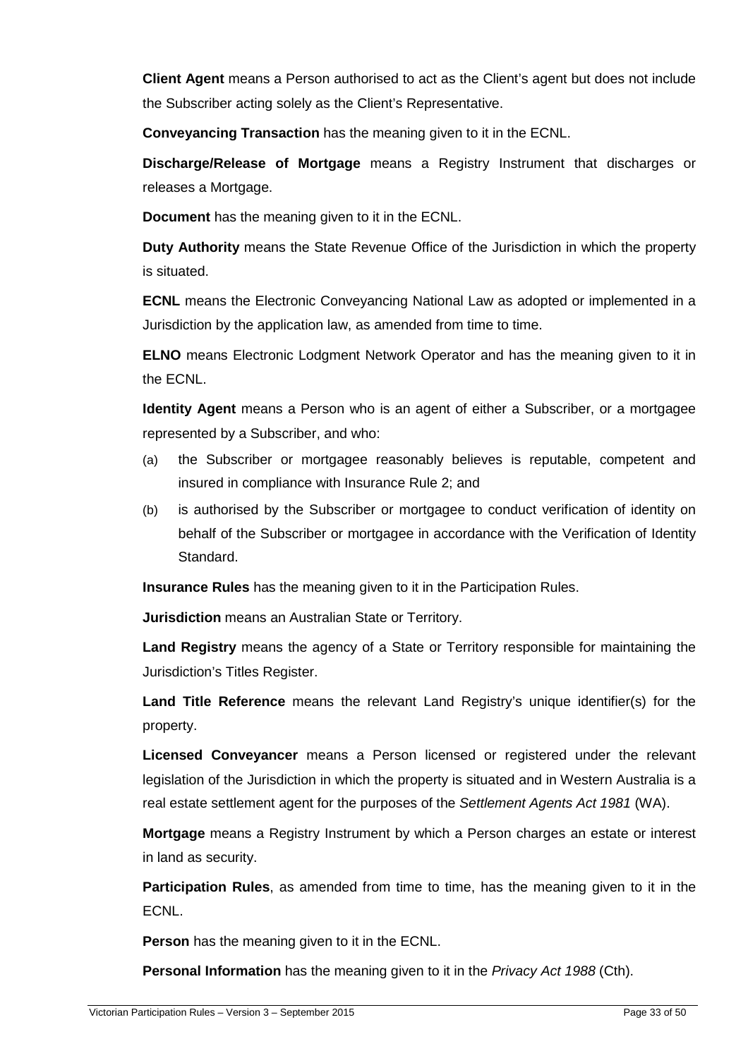**Client Agent** means a Person authorised to act as the Client's agent but does not include the Subscriber acting solely as the Client's Representative.

**Conveyancing Transaction** has the meaning given to it in the ECNL.

**Discharge/Release of Mortgage** means a Registry Instrument that discharges or releases a Mortgage.

**Document** has the meaning given to it in the ECNL.

**Duty Authority** means the State Revenue Office of the Jurisdiction in which the property is situated.

**ECNL** means the Electronic Conveyancing National Law as adopted or implemented in a Jurisdiction by the application law, as amended from time to time.

**ELNO** means Electronic Lodgment Network Operator and has the meaning given to it in the ECNL.

**Identity Agent** means a Person who is an agent of either a Subscriber, or a mortgagee represented by a Subscriber, and who:

(a) the Subscriber or mortgagee reasonably believes is reputable, competent and insured in compliance with Insurance Rule 2; and

(b) is authorised by the Subscriber or mortgagee to conduct verification of identity on behalf of the Subscriber or mortgagee in accordance with the Verification of Identity Standard.

**Insurance Rules** has the meaning given to it in the Participation Rules.

**Jurisdiction** means an Australian State or Territory.

**Land Registry** means the agency of a State or Territory responsible for maintaining the Jurisdiction's Titles Register.

**Land Title Reference** means the relevant Land Registry's unique identifier(s) for the property.

**Licensed Conveyancer** means a Person licensed or registered under the relevant legislation of the Jurisdiction in which the property is situated and in Western Australia is a real estate settlement agent for the purposes of the *Settlement Agents Act 1981* (WA).

**Mortgage** means a Registry Instrument by which a Person charges an estate or interest in land as security.

**Participation Rules**, as amended from time to time, has the meaning given to it in the ECNL.

**Person** has the meaning given to it in the ECNL.

**Personal Information** has the meaning given to it in the *Privacy Act 1988* (Cth).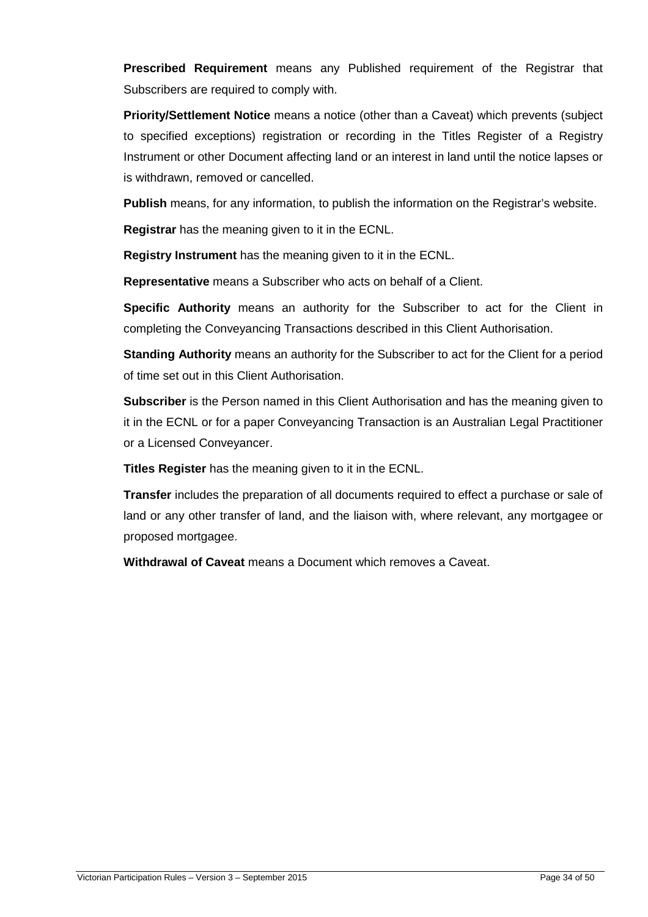**Prescribed Requirement** means any Published requirement of the Registrar that Subscribers are required to comply with.

**Priority/Settlement Notice** means a notice (other than a Caveat) which prevents (subject to specified exceptions) registration or recording in the Titles Register of a Registry Instrument or other Document affecting land or an interest in land until the notice lapses or is withdrawn, removed or cancelled.

**Publish** means, for any information, to publish the information on the Registrar's website.

**Registrar** has the meaning given to it in the ECNL.

**Registry Instrument** has the meaning given to it in the ECNL.

**Representative** means a Subscriber who acts on behalf of a Client.

**Specific Authority** means an authority for the Subscriber to act for the Client in completing the Conveyancing Transactions described in this Client Authorisation.

**Standing Authority** means an authority for the Subscriber to act for the Client for a period of time set out in this Client Authorisation.

**Subscriber** is the Person named in this Client Authorisation and has the meaning given to it in the ECNL or for a paper Conveyancing Transaction is an Australian Legal Practitioner or a Licensed Conveyancer.

**Titles Register** has the meaning given to it in the ECNL.

**Transfer** includes the preparation of all documents required to effect a purchase or sale of land or any other transfer of land, and the liaison with, where relevant, any mortgagee or proposed mortgagee.

**Withdrawal of Caveat** means a Document which removes a Caveat.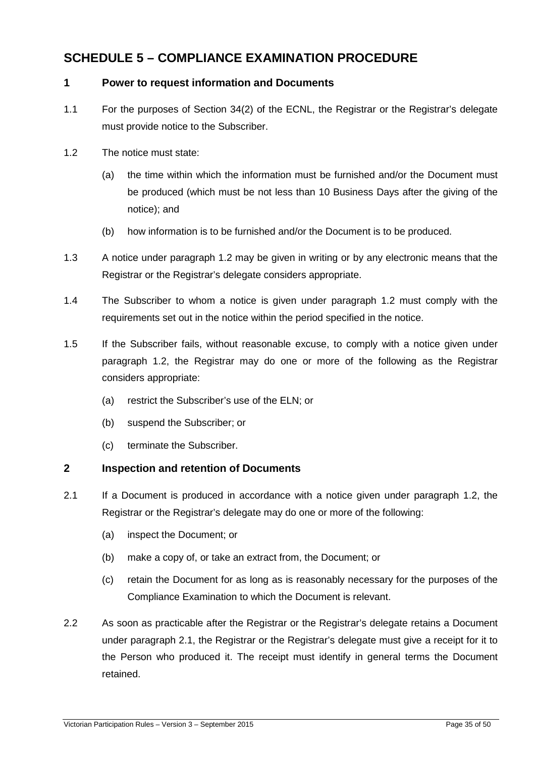# SCHEDULE 5 – COMPLIANCE EXAMINATION PROCEDURE

## 1 Power to request information and Documents

1.1 For the purposes of Section 34(2) of the ECNL, the Registrar or the Registrar's delegate must provide notice to the Subscriber.

1.2 The notice must state:

(a) the time within which the information must be furnished and/or the Document must be produced (which must be not less than 10 Business Days after the giving of the notice); and

(b) how information is to be furnished and/or the Document is to be produced.

1.3 A notice under paragraph 1.2 may be given in writing or by any electronic means that the Registrar or the Registrar's delegate considers appropriate.

1.4 The Subscriber to whom a notice is given under paragraph 1.2 must comply with the requirements set out in the notice within the period specified in the notice.

1.5 If the Subscriber fails, without reasonable excuse, to comply with a notice given under paragraph 1.2, the Registrar may do one or more of the following as the Registrar considers appropriate:

(a) restrict the Subscriber's use of the ELN; or

(b) suspend the Subscriber; or

(c) terminate the Subscriber.

## 2 Inspection and retention of Documents

2.1 If a Document is produced in accordance with a notice given under paragraph 1.2, the Registrar or the Registrar's delegate may do one or more of the following:

(a) inspect the Document; or

(b) make a copy of, or take an extract from, the Document; or

(c) retain the Document for as long as is reasonably necessary for the purposes of the Compliance Examination to which the Document is relevant.

2.2 As soon as practicable after the Registrar or the Registrar's delegate retains a Document under paragraph 2.1, the Registrar or the Registrar's delegate must give a receipt for it to the Person who produced it. The receipt must identify in general terms the Document retained.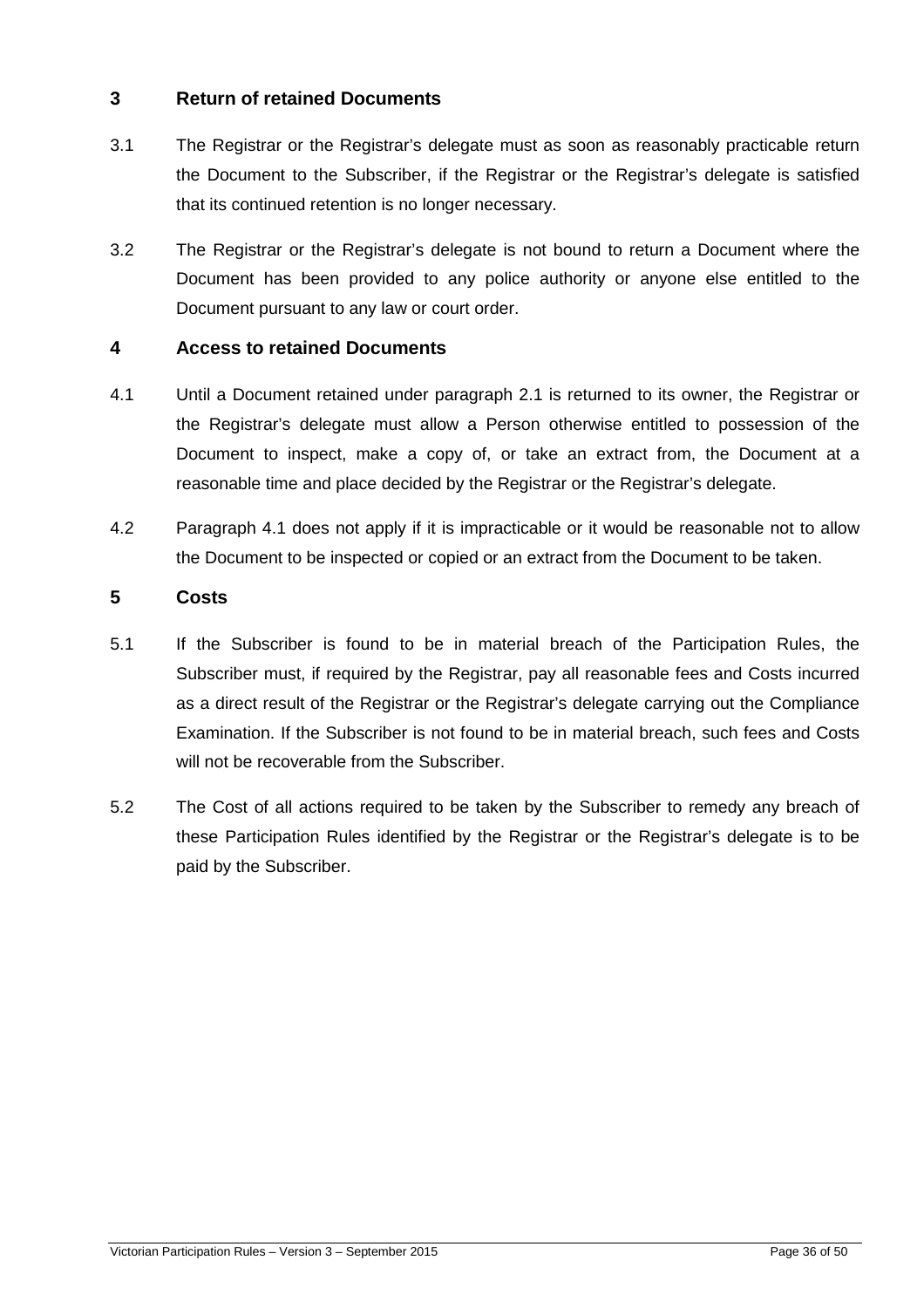## 3 Return of retained Documents

3.1 The Registrar or the Registrar's delegate must as soon as reasonably practicable return the Document to the Subscriber, if the Registrar or the Registrar's delegate is satisfied that its continued retention is no longer necessary.

3.2 The Registrar or the Registrar's delegate is not bound to return a Document where the Document has been provided to any police authority or anyone else entitled to the Document pursuant to any law or court order.

## 4 Access to retained Documents

4.1 Until a Document retained under paragraph 2.1 is returned to its owner, the Registrar or the Registrar's delegate must allow a Person otherwise entitled to possession of the Document to inspect, make a copy of, or take an extract from, the Document at a reasonable time and place decided by the Registrar or the Registrar's delegate.

4.2 Paragraph 4.1 does not apply if it is impracticable or it would be reasonable not to allow the Document to be inspected or copied or an extract from the Document to be taken.

## 5 Costs

5.1 If the Subscriber is found to be in material breach of the Participation Rules, the Subscriber must, if required by the Registrar, pay all reasonable fees and Costs incurred as a direct result of the Registrar or the Registrar's delegate carrying out the Compliance Examination. If the Subscriber is not found to be in material breach, such fees and Costs will not be recoverable from the Subscriber.

5.2 The Cost of all actions required to be taken by the Subscriber to remedy any breach of these Participation Rules identified by the Registrar or the Registrar's delegate is to be paid by the Subscriber.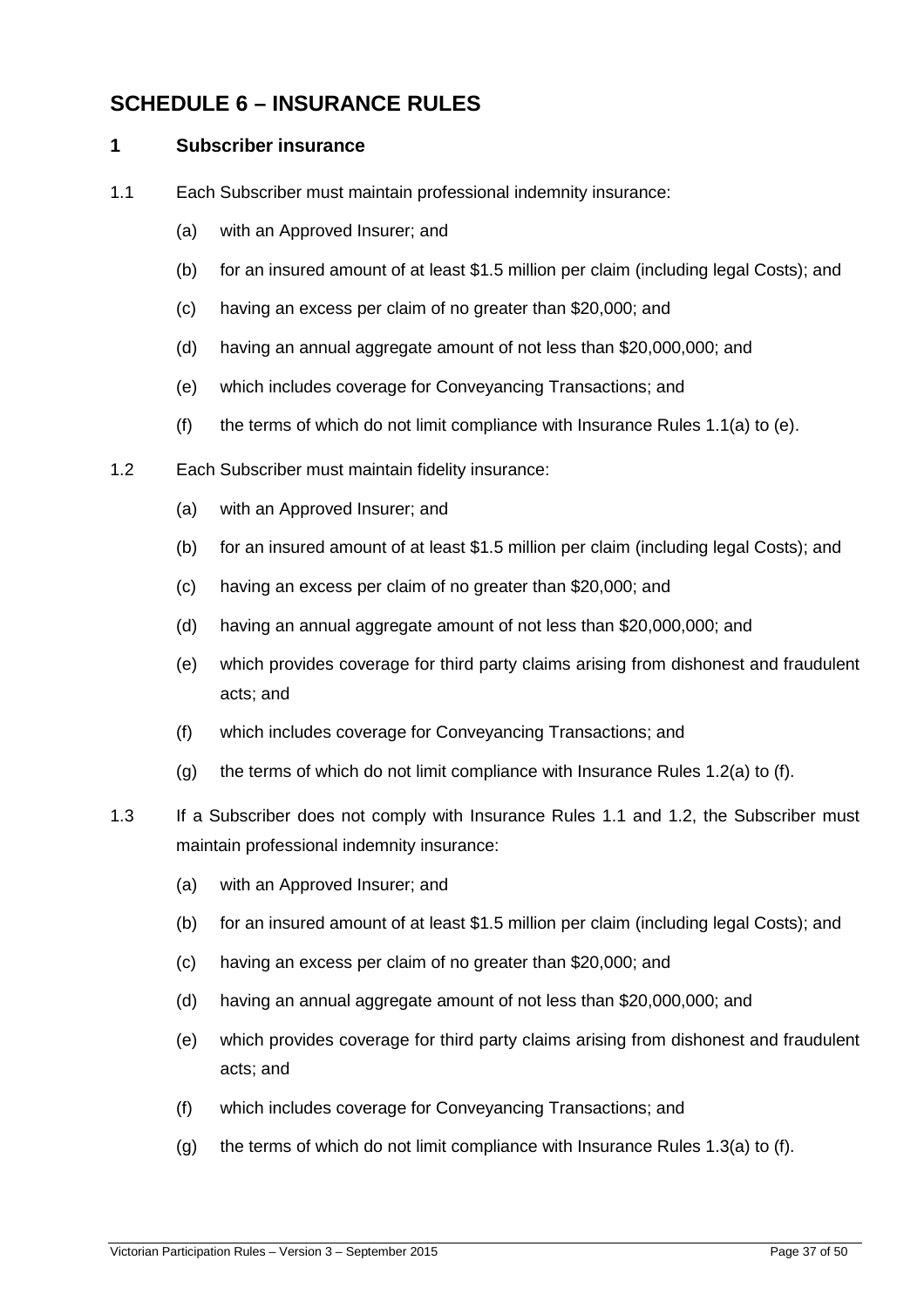# SCHEDULE 6 – INSURANCE RULES

## 1 Subscriber insurance

1.1 Each Subscriber must maintain professional indemnity insurance:

- (a) with an Approved Insurer; and
- (b) for an insured amount of at least $1.5 million per claim (including legal Costs); and
- (c) having an excess per claim of no greater than $20,000; and
- (d) having an annual aggregate amount of not less than $20,000,000; and
- (e) which includes coverage for Conveyancing Transactions; and
- (f) the terms of which do not limit compliance with Insurance Rules 1.1(a) to (e).

1.2 Each Subscriber must maintain fidelity insurance:

- (a) with an Approved Insurer; and
- (b) for an insured amount of at least $1.5 million per claim (including legal Costs); and
- (c) having an excess per claim of no greater than $20,000; and
- (d) having an annual aggregate amount of not less than $20,000,000; and
- (e) which provides coverage for third party claims arising from dishonest and fraudulent acts; and
- (f) which includes coverage for Conveyancing Transactions; and
- (g) the terms of which do not limit compliance with Insurance Rules 1.2(a) to (f).

1.3 If a Subscriber does not comply with Insurance Rules 1.1 and 1.2, the Subscriber must maintain professional indemnity insurance:

- (a) with an Approved Insurer; and
- (b) for an insured amount of at least $1.5 million per claim (including legal Costs); and
- (c) having an excess per claim of no greater than $20,000; and
- (d) having an annual aggregate amount of not less than $20,000,000; and
- (e) which provides coverage for third party claims arising from dishonest and fraudulent acts; and
- (f) which includes coverage for Conveyancing Transactions; and
- (g) the terms of which do not limit compliance with Insurance Rules 1.3(a) to (f).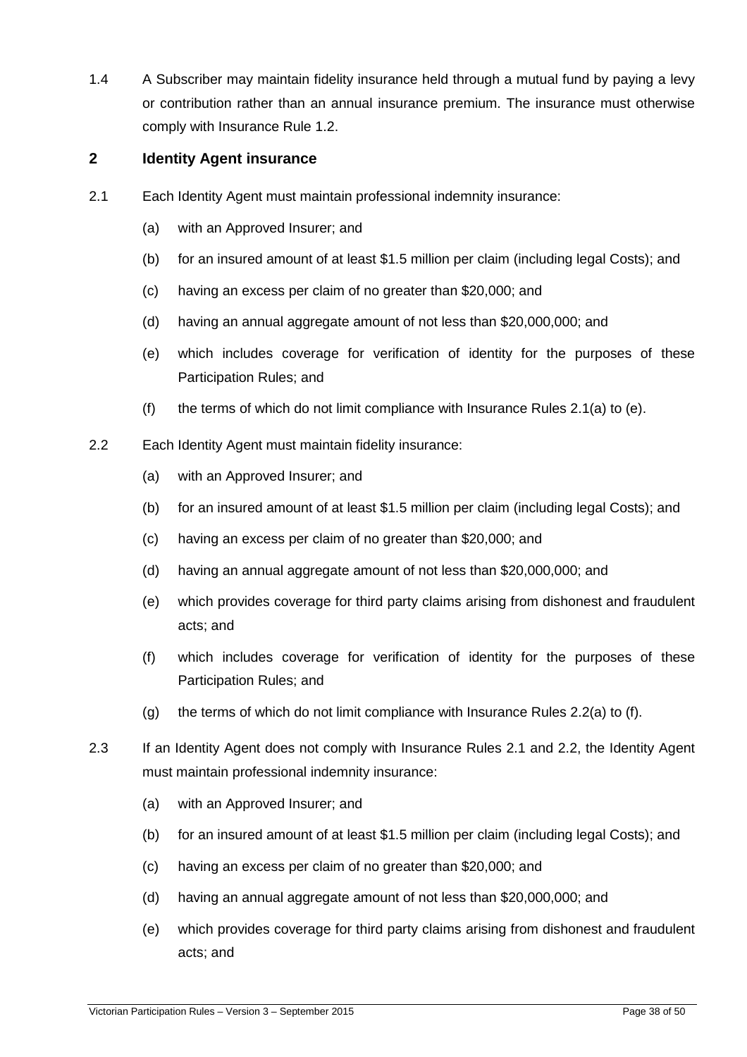1.4 A Subscriber may maintain fidelity insurance held through a mutual fund by paying a levy or contribution rather than an annual insurance premium. The insurance must otherwise comply with Insurance Rule 1.2.

## 2 Identity Agent insurance

2.1 Each Identity Agent must maintain professional indemnity insurance:

(a) with an Approved Insurer; and

(b) for an insured amount of at least $1.5 million per claim (including legal Costs); and

(c) having an excess per claim of no greater than $20,000; and

(d) having an annual aggregate amount of not less than $20,000,000; and

(e) which includes coverage for verification of identity for the purposes of these Participation Rules; and

(f) the terms of which do not limit compliance with Insurance Rules 2.1(a) to (e).

2.2 Each Identity Agent must maintain fidelity insurance:

(a) with an Approved Insurer; and

(b) for an insured amount of at least $1.5 million per claim (including legal Costs); and

(c) having an excess per claim of no greater than $20,000; and

(d) having an annual aggregate amount of not less than $20,000,000; and

(e) which provides coverage for third party claims arising from dishonest and fraudulent acts; and

(f) which includes coverage for verification of identity for the purposes of these Participation Rules; and

(g) the terms of which do not limit compliance with Insurance Rules 2.2(a) to (f).

2.3 If an Identity Agent does not comply with Insurance Rules 2.1 and 2.2, the Identity Agent must maintain professional indemnity insurance:

(a) with an Approved Insurer; and

(b) for an insured amount of at least $1.5 million per claim (including legal Costs); and

(c) having an excess per claim of no greater than $20,000; and

(d) having an annual aggregate amount of not less than $20,000,000; and

(e) which provides coverage for third party claims arising from dishonest and fraudulent acts; and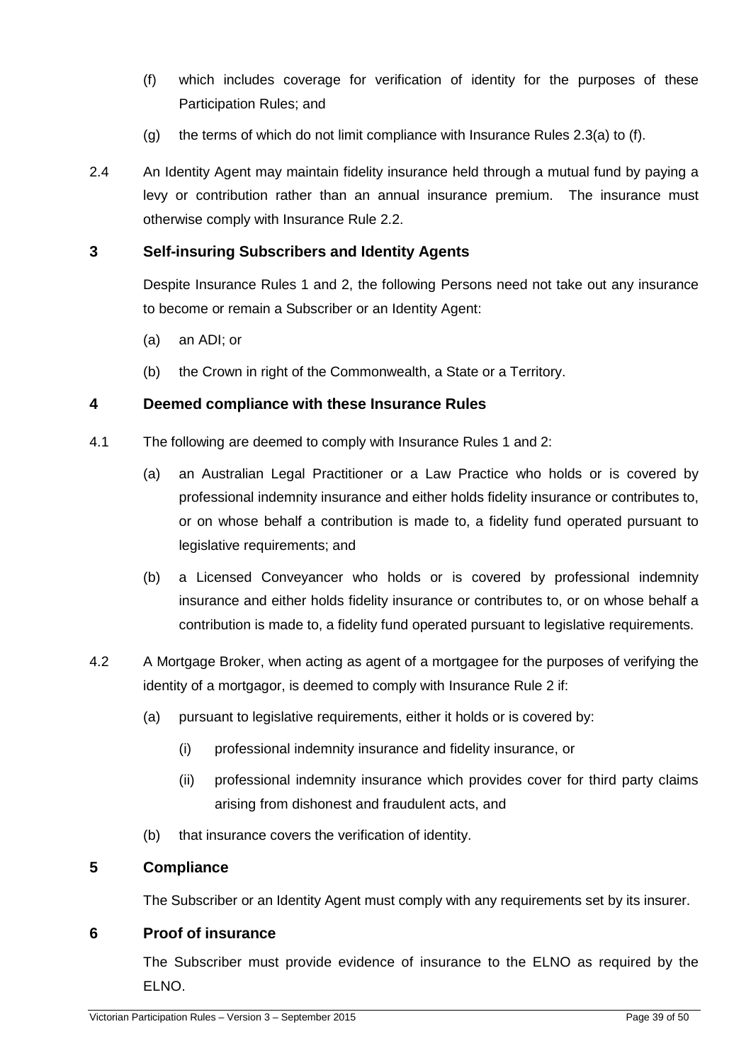(f) which includes coverage for verification of identity for the purposes of these Participation Rules; and

(g) the terms of which do not limit compliance with Insurance Rules 2.3(a) to (f).

2.4 An Identity Agent may maintain fidelity insurance held through a mutual fund by paying a levy or contribution rather than an annual insurance premium. The insurance must otherwise comply with Insurance Rule 2.2.

## 3 Self-insuring Subscribers and Identity Agents

Despite Insurance Rules 1 and 2, the following Persons need not take out any insurance to become or remain a Subscriber or an Identity Agent:

(a) an ADI; or

(b) the Crown in right of the Commonwealth, a State or a Territory.

## 4 Deemed compliance with these Insurance Rules

4.1 The following are deemed to comply with Insurance Rules 1 and 2:

(a) an Australian Legal Practitioner or a Law Practice who holds or is covered by professional indemnity insurance and either holds fidelity insurance or contributes to, or on whose behalf a contribution is made to, a fidelity fund operated pursuant to legislative requirements; and

(b) a Licensed Conveyancer who holds or is covered by professional indemnity insurance and either holds fidelity insurance or contributes to, or on whose behalf a contribution is made to, a fidelity fund operated pursuant to legislative requirements.

4.2 A Mortgage Broker, when acting as agent of a mortgagee for the purposes of verifying the identity of a mortgagor, is deemed to comply with Insurance Rule 2 if:

(a) pursuant to legislative requirements, either it holds or is covered by:

(i) professional indemnity insurance and fidelity insurance, or

(ii) professional indemnity insurance which provides cover for third party claims arising from dishonest and fraudulent acts, and

(b) that insurance covers the verification of identity.

## 5 Compliance

The Subscriber or an Identity Agent must comply with any requirements set by its insurer.

## 6 Proof of insurance

The Subscriber must provide evidence of insurance to the ELNO as required by the ELNO.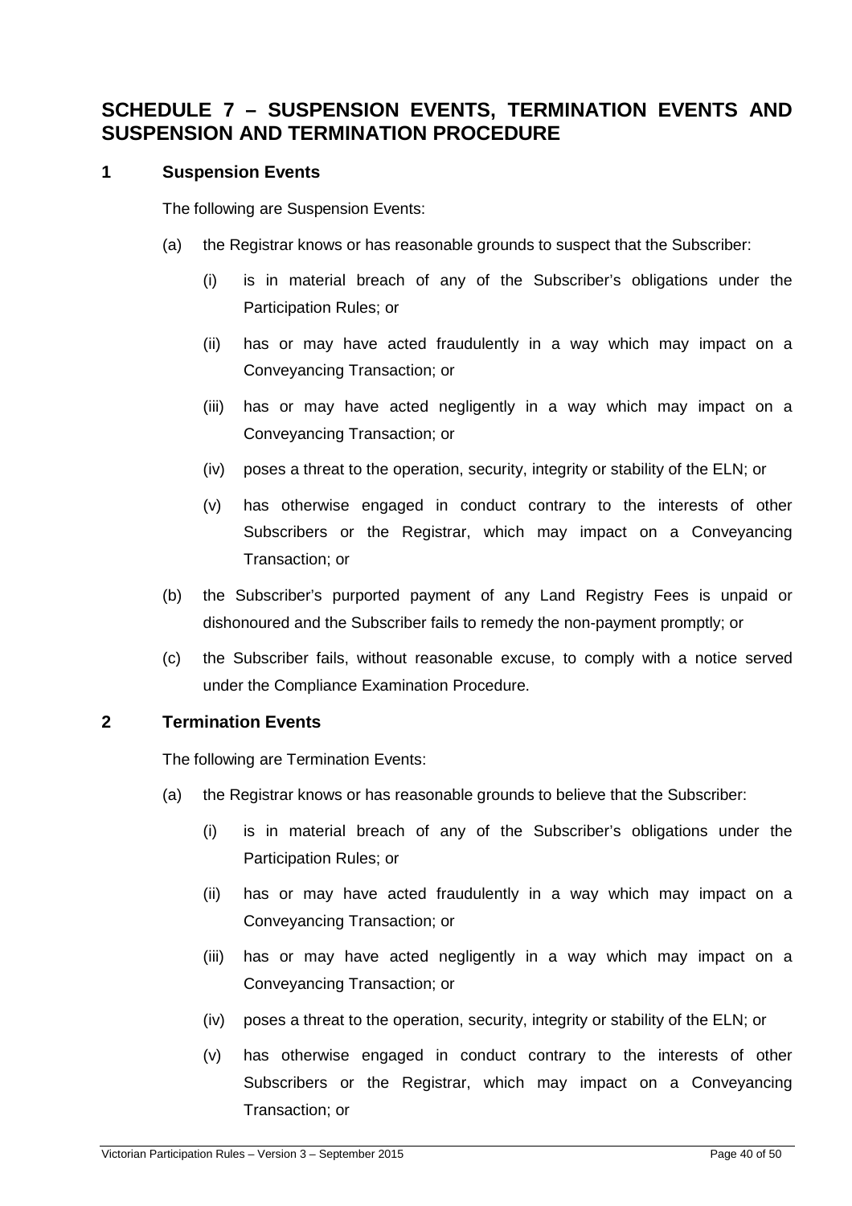## SCHEDULE 7 – SUSPENSION EVENTS, TERMINATION EVENTS AND SUSPENSION AND TERMINATION PROCEDURE

### 1 Suspension Events

The following are Suspension Events:

(a) the Registrar knows or has reasonable grounds to suspect that the Subscriber:

   (i) is in material breach of any of the Subscriber's obligations under the Participation Rules; or

   (ii) has or may have acted fraudulently in a way which may impact on a Conveyancing Transaction; or

   (iii) has or may have acted negligently in a way which may impact on a Conveyancing Transaction; or

   (iv) poses a threat to the operation, security, integrity or stability of the ELN; or

   (v) has otherwise engaged in conduct contrary to the interests of other Subscribers or the Registrar, which may impact on a Conveyancing Transaction; or

(b) the Subscriber's purported payment of any Land Registry Fees is unpaid or dishonoured and the Subscriber fails to remedy the non-payment promptly; or

(c) the Subscriber fails, without reasonable excuse, to comply with a notice served under the Compliance Examination Procedure.

### 2 Termination Events

The following are Termination Events:

(a) the Registrar knows or has reasonable grounds to believe that the Subscriber:

   (i) is in material breach of any of the Subscriber's obligations under the Participation Rules; or

   (ii) has or may have acted fraudulently in a way which may impact on a Conveyancing Transaction; or

   (iii) has or may have acted negligently in a way which may impact on a Conveyancing Transaction; or

   (iv) poses a threat to the operation, security, integrity or stability of the ELN; or

   (v) has otherwise engaged in conduct contrary to the interests of other Subscribers or the Registrar, which may impact on a Conveyancing Transaction; or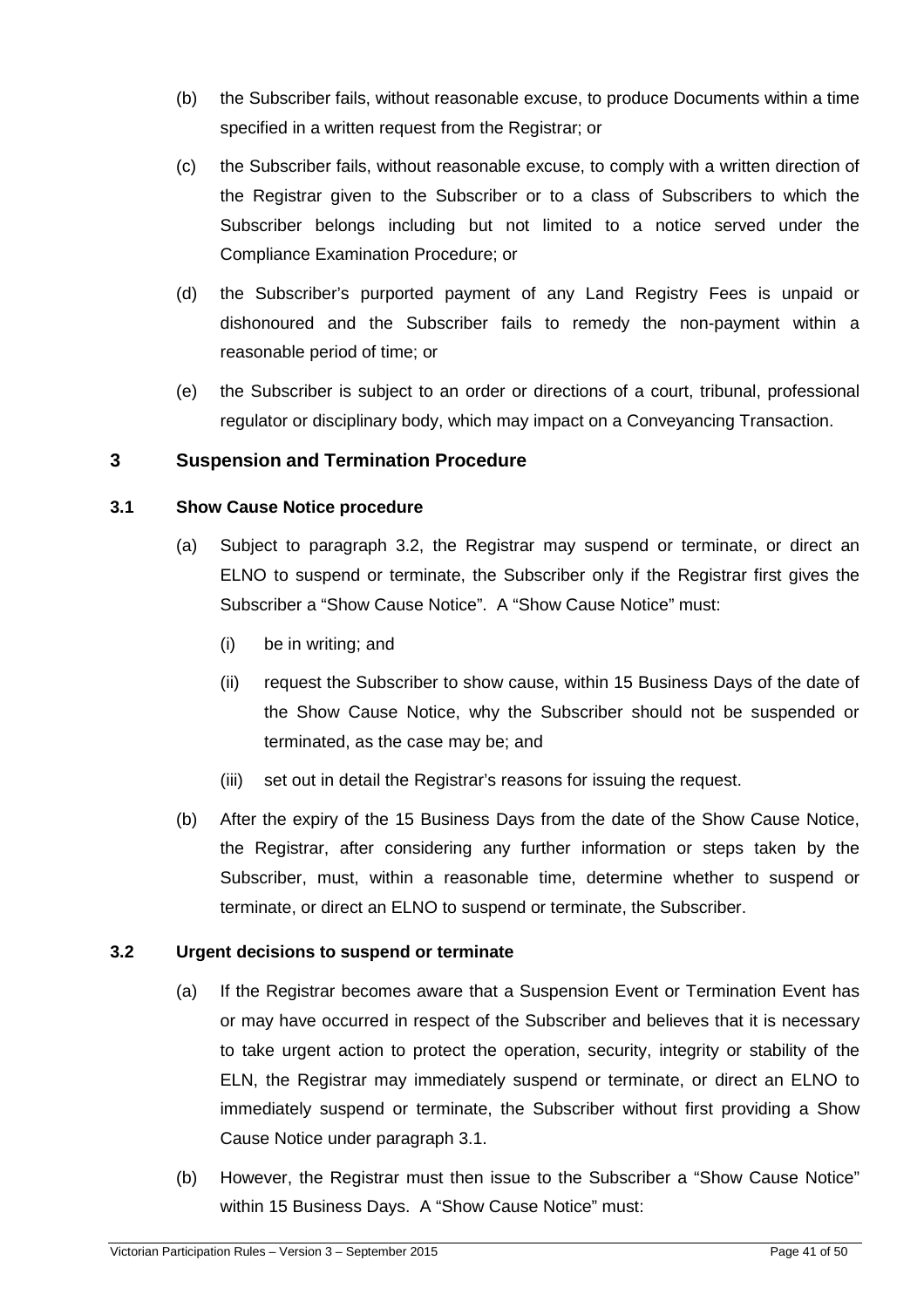(b) the Subscriber fails, without reasonable excuse, to produce Documents within a time specified in a written request from the Registrar; or

(c) the Subscriber fails, without reasonable excuse, to comply with a written direction of the Registrar given to the Subscriber or to a class of Subscribers to which the Subscriber belongs including but not limited to a notice served under the Compliance Examination Procedure; or

(d) the Subscriber's purported payment of any Land Registry Fees is unpaid or dishonoured and the Subscriber fails to remedy the non-payment within a reasonable period of time; or

(e) the Subscriber is subject to an order or directions of a court, tribunal, professional regulator or disciplinary body, which may impact on a Conveyancing Transaction.

## 3 Suspension and Termination Procedure

### 3.1 Show Cause Notice procedure

(a) Subject to paragraph 3.2, the Registrar may suspend or terminate, or direct an ELNO to suspend or terminate, the Subscriber only if the Registrar first gives the Subscriber a "Show Cause Notice". A "Show Cause Notice" must:

  (i) be in writing; and

  (ii) request the Subscriber to show cause, within 15 Business Days of the date of the Show Cause Notice, why the Subscriber should not be suspended or terminated, as the case may be; and

  (iii) set out in detail the Registrar's reasons for issuing the request.

(b) After the expiry of the 15 Business Days from the date of the Show Cause Notice, the Registrar, after considering any further information or steps taken by the Subscriber, must, within a reasonable time, determine whether to suspend or terminate, or direct an ELNO to suspend or terminate, the Subscriber.

### 3.2 Urgent decisions to suspend or terminate

(a) If the Registrar becomes aware that a Suspension Event or Termination Event has or may have occurred in respect of the Subscriber and believes that it is necessary to take urgent action to protect the operation, security, integrity or stability of the ELN, the Registrar may immediately suspend or terminate, or direct an ELNO to immediately suspend or terminate, the Subscriber without first providing a Show Cause Notice under paragraph 3.1.

(b) However, the Registrar must then issue to the Subscriber a "Show Cause Notice" within 15 Business Days. A "Show Cause Notice" must: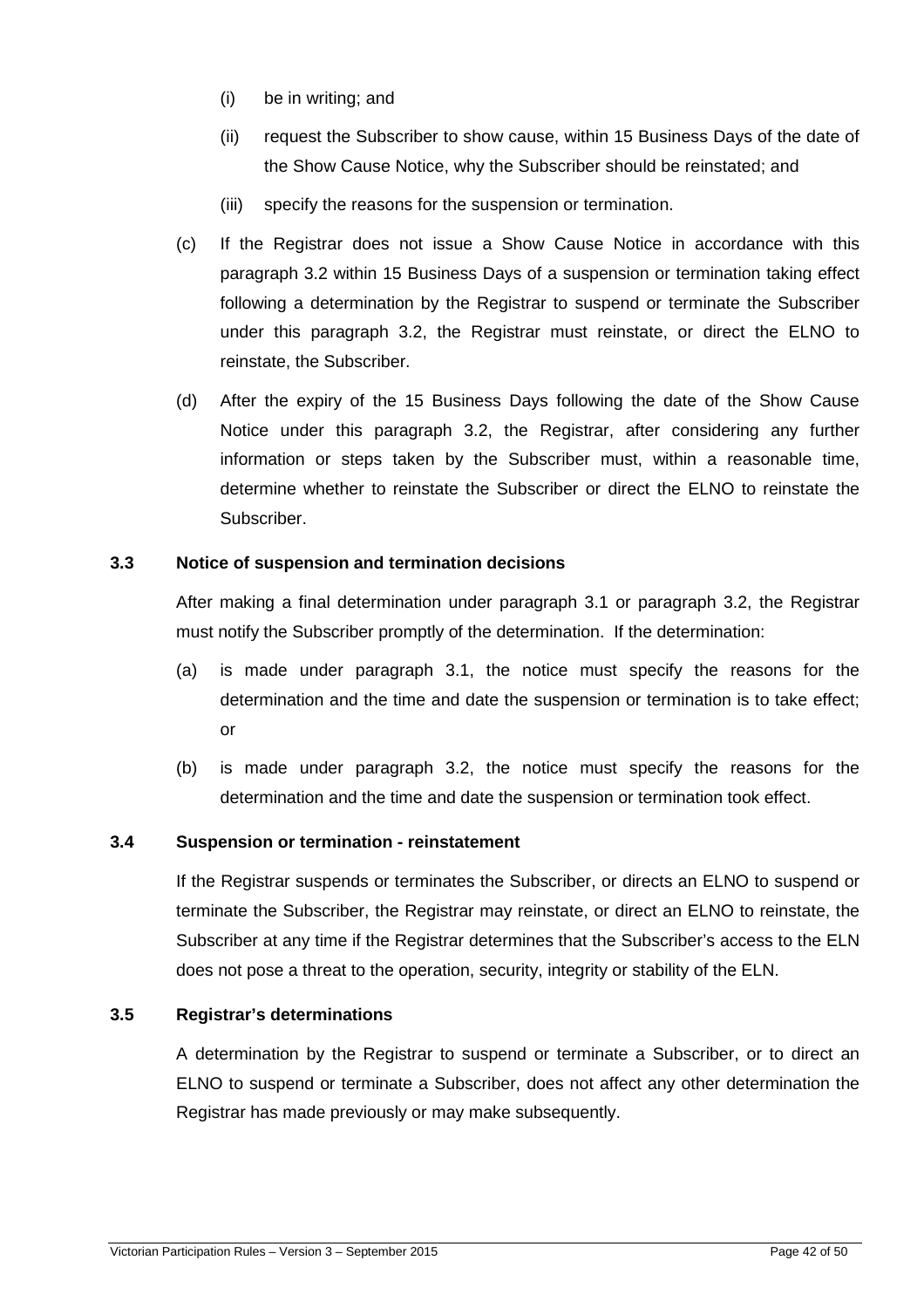(i) be in writing; and

(ii) request the Subscriber to show cause, within 15 Business Days of the date of the Show Cause Notice, why the Subscriber should be reinstated; and

(iii) specify the reasons for the suspension or termination.

(c) If the Registrar does not issue a Show Cause Notice in accordance with this paragraph 3.2 within 15 Business Days of a suspension or termination taking effect following a determination by the Registrar to suspend or terminate the Subscriber under this paragraph 3.2, the Registrar must reinstate, or direct the ELNO to reinstate, the Subscriber.

(d) After the expiry of the 15 Business Days following the date of the Show Cause Notice under this paragraph 3.2, the Registrar, after considering any further information or steps taken by the Subscriber must, within a reasonable time, determine whether to reinstate the Subscriber or direct the ELNO to reinstate the Subscriber.

### 3.3 Notice of suspension and termination decisions

After making a final determination under paragraph 3.1 or paragraph 3.2, the Registrar must notify the Subscriber promptly of the determination. If the determination:

(a) is made under paragraph 3.1, the notice must specify the reasons for the determination and the time and date the suspension or termination is to take effect; or

(b) is made under paragraph 3.2, the notice must specify the reasons for the determination and the time and date the suspension or termination took effect.

### 3.4 Suspension or termination - reinstatement

If the Registrar suspends or terminates the Subscriber, or directs an ELNO to suspend or terminate the Subscriber, the Registrar may reinstate, or direct an ELNO to reinstate, the Subscriber at any time if the Registrar determines that the Subscriber's access to the ELN does not pose a threat to the operation, security, integrity or stability of the ELN.

### 3.5 Registrar's determinations

A determination by the Registrar to suspend or terminate a Subscriber, or to direct an ELNO to suspend or terminate a Subscriber, does not affect any other determination the Registrar has made previously or may make subsequently.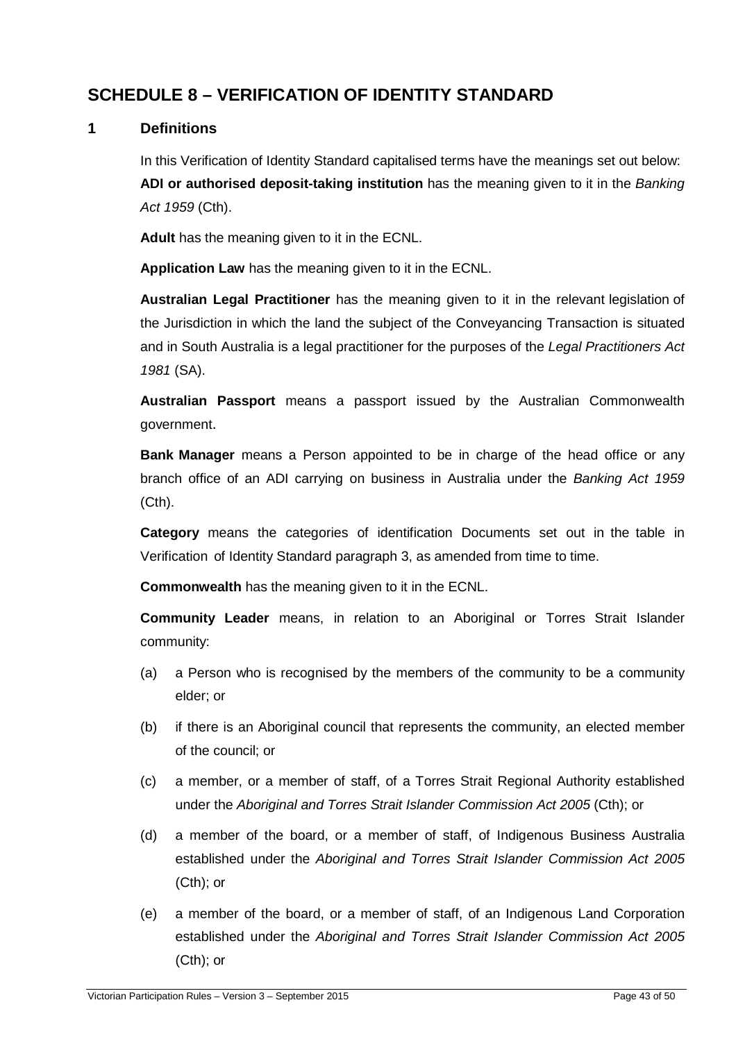# SCHEDULE 8 – VERIFICATION OF IDENTITY STANDARD

## 1 Definitions

In this Verification of Identity Standard capitalised terms have the meanings set out below:

**ADI or authorised deposit-taking institution** has the meaning given to it in the *Banking Act 1959* (Cth).

**Adult** has the meaning given to it in the ECNL.

**Application Law** has the meaning given to it in the ECNL.

**Australian Legal Practitioner** has the meaning given to it in the relevant legislation of the Jurisdiction in which the land the subject of the Conveyancing Transaction is situated and in South Australia is a legal practitioner for the purposes of the *Legal Practitioners Act 1981* (SA).

**Australian Passport** means a passport issued by the Australian Commonwealth government.

**Bank Manager** means a Person appointed to be in charge of the head office or any branch office of an ADI carrying on business in Australia under the *Banking Act 1959* (Cth).

**Category** means the categories of identification Documents set out in the table in Verification of Identity Standard paragraph 3, as amended from time to time.

**Commonwealth** has the meaning given to it in the ECNL.

**Community Leader** means, in relation to an Aboriginal or Torres Strait Islander community:

(a) a Person who is recognised by the members of the community to be a community elder; or

(b) if there is an Aboriginal council that represents the community, an elected member of the council; or

(c) a member, or a member of staff, of a Torres Strait Regional Authority established under the *Aboriginal and Torres Strait Islander Commission Act 2005* (Cth); or

(d) a member of the board, or a member of staff, of Indigenous Business Australia established under the *Aboriginal and Torres Strait Islander Commission Act 2005* (Cth); or

(e) a member of the board, or a member of staff, of an Indigenous Land Corporation established under the *Aboriginal and Torres Strait Islander Commission Act 2005* (Cth); or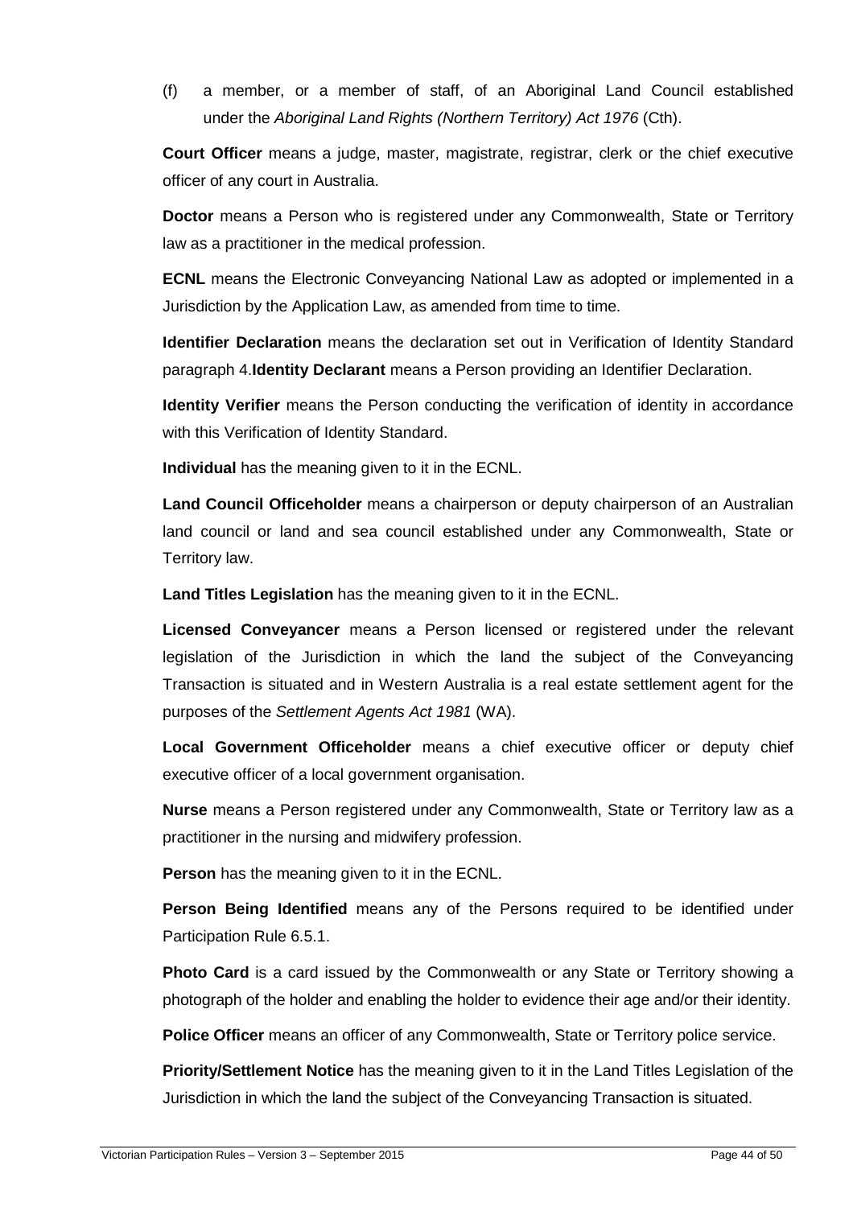(f) a member, or a member of staff, of an Aboriginal Land Council established under the *Aboriginal Land Rights (Northern Territory) Act 1976* (Cth).

**Court Officer** means a judge, master, magistrate, registrar, clerk or the chief executive officer of any court in Australia.

**Doctor** means a Person who is registered under any Commonwealth, State or Territory law as a practitioner in the medical profession.

**ECNL** means the Electronic Conveyancing National Law as adopted or implemented in a Jurisdiction by the Application Law, as amended from time to time.

**Identifier Declaration** means the declaration set out in Verification of Identity Standard paragraph 4.**Identity Declarant** means a Person providing an Identifier Declaration.

**Identity Verifier** means the Person conducting the verification of identity in accordance with this Verification of Identity Standard.

**Individual** has the meaning given to it in the ECNL.

**Land Council Officeholder** means a chairperson or deputy chairperson of an Australian land council or land and sea council established under any Commonwealth, State or Territory law.

**Land Titles Legislation** has the meaning given to it in the ECNL.

**Licensed Conveyancer** means a Person licensed or registered under the relevant legislation of the Jurisdiction in which the land the subject of the Conveyancing Transaction is situated and in Western Australia is a real estate settlement agent for the purposes of the *Settlement Agents Act 1981* (WA).

**Local Government Officeholder** means a chief executive officer or deputy chief executive officer of a local government organisation.

**Nurse** means a Person registered under any Commonwealth, State or Territory law as a practitioner in the nursing and midwifery profession.

**Person** has the meaning given to it in the ECNL.

**Person Being Identified** means any of the Persons required to be identified under Participation Rule 6.5.1.

**Photo Card** is a card issued by the Commonwealth or any State or Territory showing a photograph of the holder and enabling the holder to evidence their age and/or their identity.

**Police Officer** means an officer of any Commonwealth, State or Territory police service.

**Priority/Settlement Notice** has the meaning given to it in the Land Titles Legislation of the Jurisdiction in which the land the subject of the Conveyancing Transaction is situated.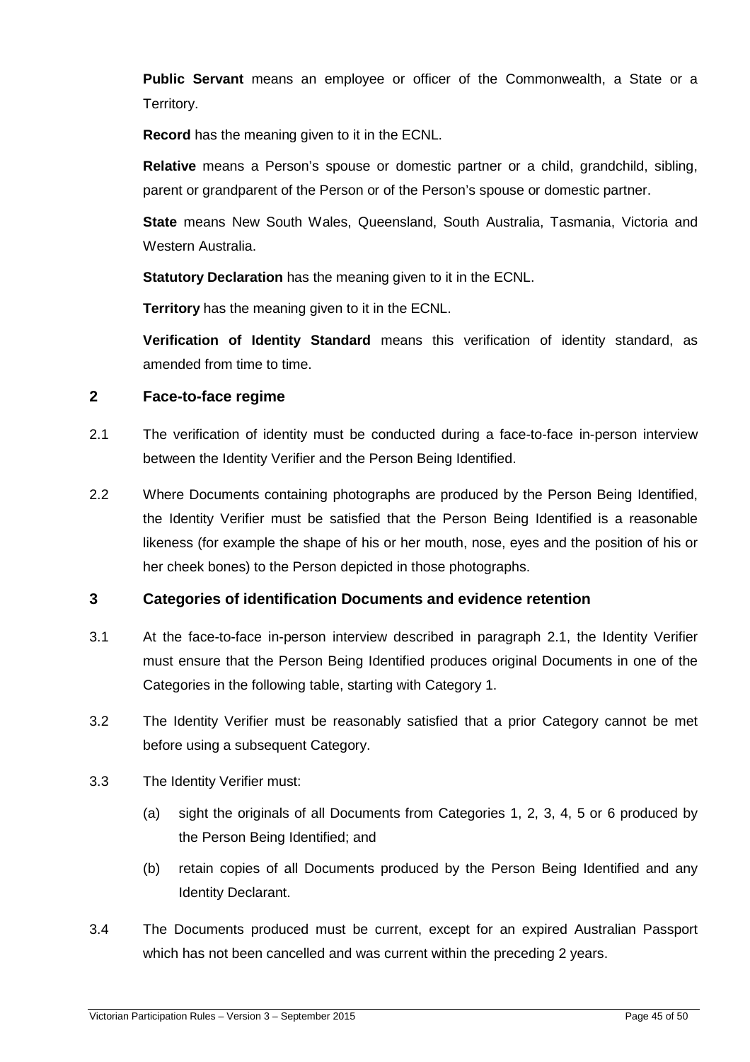**Public Servant** means an employee or officer of the Commonwealth, a State or a Territory.

**Record** has the meaning given to it in the ECNL.

**Relative** means a Person's spouse or domestic partner or a child, grandchild, sibling, parent or grandparent of the Person or of the Person's spouse or domestic partner.

**State** means New South Wales, Queensland, South Australia, Tasmania, Victoria and Western Australia.

**Statutory Declaration** has the meaning given to it in the ECNL.

**Territory** has the meaning given to it in the ECNL.

**Verification of Identity Standard** means this verification of identity standard, as amended from time to time.

## 2 Face-to-face regime

2.1 The verification of identity must be conducted during a face-to-face in-person interview between the Identity Verifier and the Person Being Identified.

2.2 Where Documents containing photographs are produced by the Person Being Identified, the Identity Verifier must be satisfied that the Person Being Identified is a reasonable likeness (for example the shape of his or her mouth, nose, eyes and the position of his or her cheek bones) to the Person depicted in those photographs.

## 3 Categories of identification Documents and evidence retention

3.1 At the face-to-face in-person interview described in paragraph 2.1, the Identity Verifier must ensure that the Person Being Identified produces original Documents in one of the Categories in the following table, starting with Category 1.

3.2 The Identity Verifier must be reasonably satisfied that a prior Category cannot be met before using a subsequent Category.

3.3 The Identity Verifier must:

(a) sight the originals of all Documents from Categories 1, 2, 3, 4, 5 or 6 produced by the Person Being Identified; and

(b) retain copies of all Documents produced by the Person Being Identified and any Identity Declarant.

3.4 The Documents produced must be current, except for an expired Australian Passport which has not been cancelled and was current within the preceding 2 years.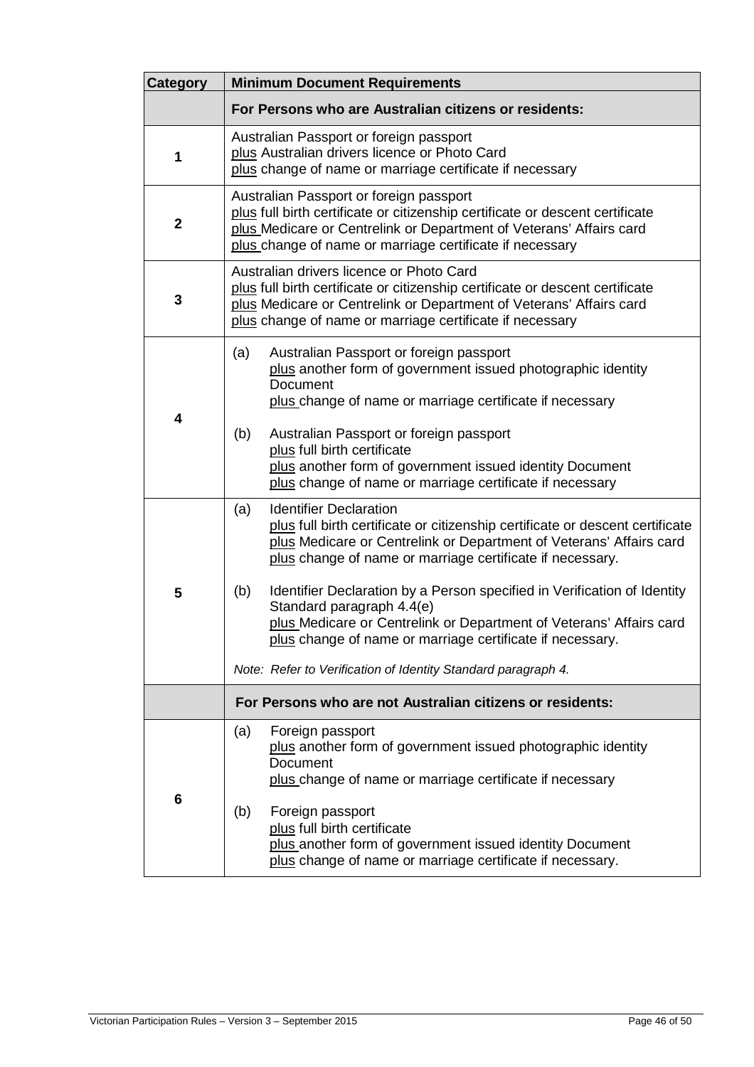| Category | Minimum Document Requirements |
| --- | --- |
| | **For Persons who are Australian citizens or residents:** |
| **1** | Australian Passport or foreign passport<br>plus Australian drivers licence or Photo Card<br>plus change of name or marriage certificate if necessary |
| **2** | Australian Passport or foreign passport<br>plus full birth certificate or citizenship certificate or descent certificate<br>plus Medicare or Centrelink or Department of Veterans' Affairs card<br>plus change of name or marriage certificate if necessary |
| **3** | Australian drivers licence or Photo Card<br>plus full birth certificate or citizenship certificate or descent certificate<br>plus Medicare or Centrelink or Department of Veterans' Affairs card<br>plus change of name or marriage certificate if necessary |
| **4** | (a) Australian Passport or foreign passport<br>plus another form of government issued photographic identity Document<br>plus change of name or marriage certificate if necessary<br><br>(b) Australian Passport or foreign passport<br>plus full birth certificate<br>plus another form of government issued identity Document<br>plus change of name or marriage certificate if necessary |
| **5** | (a) Identifier Declaration<br>plus full birth certificate or citizenship certificate or descent certificate<br>plus Medicare or Centrelink or Department of Veterans' Affairs card<br>plus change of name or marriage certificate if necessary.<br><br>(b) Identifier Declaration by a Person specified in Verification of Identity Standard paragraph 4.4(e)<br>plus Medicare or Centrelink or Department of Veterans' Affairs card<br>plus change of name or marriage certificate if necessary.<br><br>*Note: Refer to Verification of Identity Standard paragraph 4.* |
| | **For Persons who are not Australian citizens or residents:** |
| **6** | (a) Foreign passport<br>plus another form of government issued photographic identity Document<br>plus change of name or marriage certificate if necessary<br><br>(b) Foreign passport<br>plus full birth certificate<br>plus another form of government issued identity Document<br>plus change of name or marriage certificate if necessary. |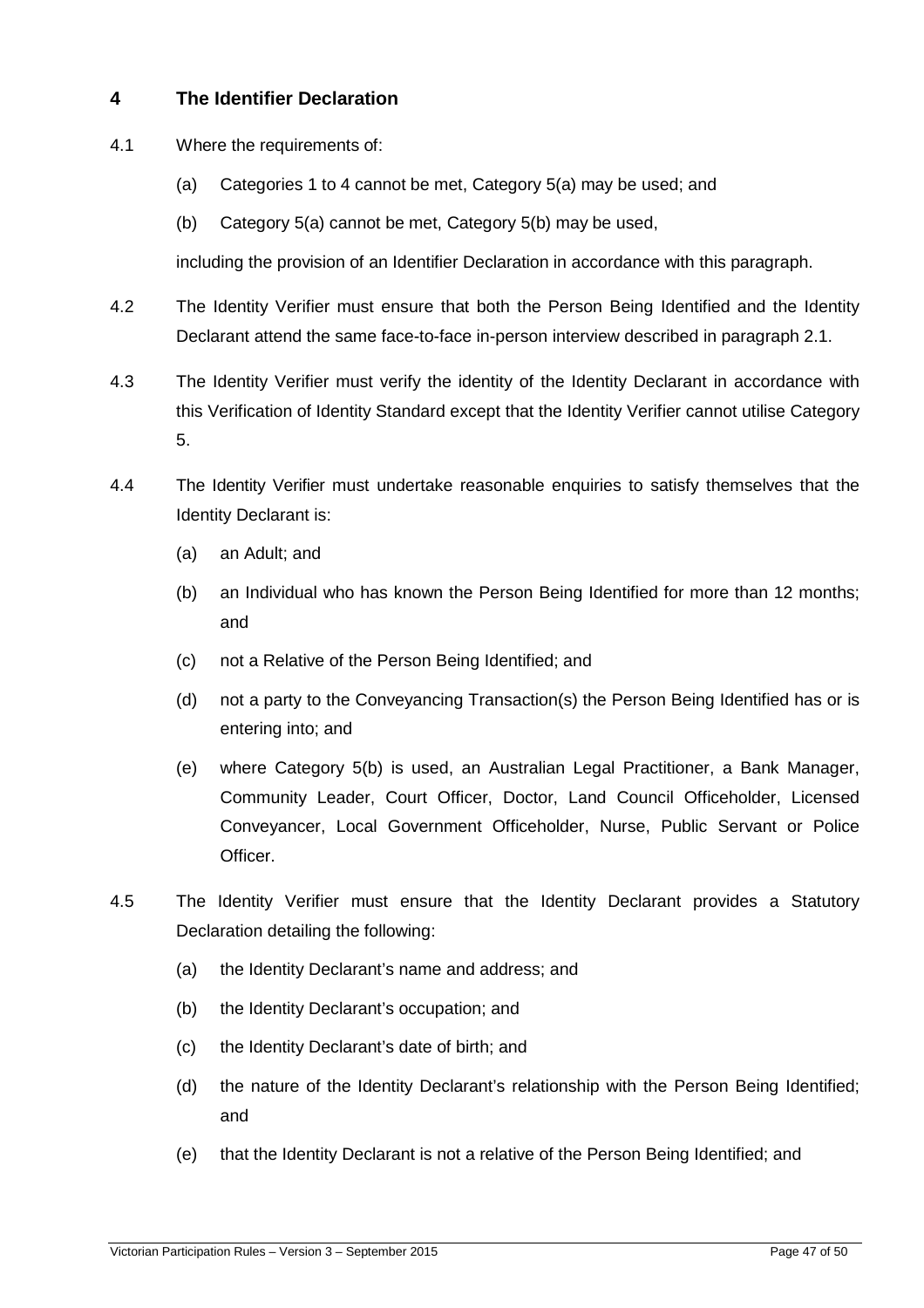## 4 The Identifier Declaration

4.1 Where the requirements of:

(a) Categories 1 to 4 cannot be met, Category 5(a) may be used; and

(b) Category 5(a) cannot be met, Category 5(b) may be used,

including the provision of an Identifier Declaration in accordance with this paragraph.

4.2 The Identity Verifier must ensure that both the Person Being Identified and the Identity Declarant attend the same face-to-face in-person interview described in paragraph 2.1.

4.3 The Identity Verifier must verify the identity of the Identity Declarant in accordance with this Verification of Identity Standard except that the Identity Verifier cannot utilise Category 5.

4.4 The Identity Verifier must undertake reasonable enquiries to satisfy themselves that the Identity Declarant is:

(a) an Adult; and

(b) an Individual who has known the Person Being Identified for more than 12 months; and

(c) not a Relative of the Person Being Identified; and

(d) not a party to the Conveyancing Transaction(s) the Person Being Identified has or is entering into; and

(e) where Category 5(b) is used, an Australian Legal Practitioner, a Bank Manager, Community Leader, Court Officer, Doctor, Land Council Officeholder, Licensed Conveyancer, Local Government Officeholder, Nurse, Public Servant or Police Officer.

4.5 The Identity Verifier must ensure that the Identity Declarant provides a Statutory Declaration detailing the following:

(a) the Identity Declarant's name and address; and

(b) the Identity Declarant's occupation; and

(c) the Identity Declarant's date of birth; and

(d) the nature of the Identity Declarant's relationship with the Person Being Identified; and

(e) that the Identity Declarant is not a relative of the Person Being Identified; and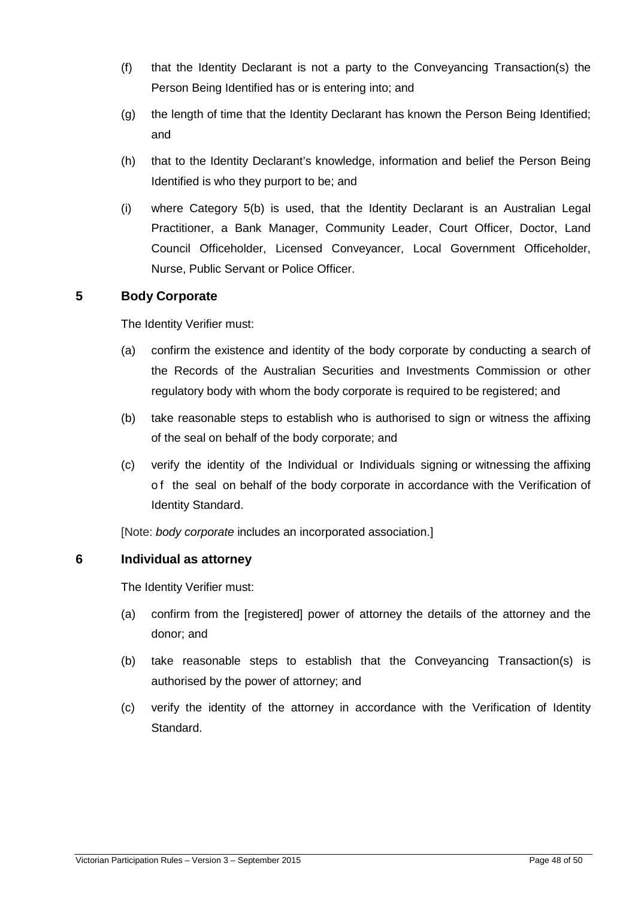(f) that the Identity Declarant is not a party to the Conveyancing Transaction(s) the Person Being Identified has or is entering into; and

(g) the length of time that the Identity Declarant has known the Person Being Identified; and

(h) that to the Identity Declarant's knowledge, information and belief the Person Being Identified is who they purport to be; and

(i) where Category 5(b) is used, that the Identity Declarant is an Australian Legal Practitioner, a Bank Manager, Community Leader, Court Officer, Doctor, Land Council Officeholder, Licensed Conveyancer, Local Government Officeholder, Nurse, Public Servant or Police Officer.

## 5 Body Corporate

The Identity Verifier must:

(a) confirm the existence and identity of the body corporate by conducting a search of the Records of the Australian Securities and Investments Commission or other regulatory body with whom the body corporate is required to be registered; and

(b) take reasonable steps to establish who is authorised to sign or witness the affixing of the seal on behalf of the body corporate; and

(c) verify the identity of the Individual or Individuals signing or witnessing the affixing of the seal on behalf of the body corporate in accordance with the Verification of Identity Standard.

[Note: *body corporate* includes an incorporated association.]

## 6 Individual as attorney

The Identity Verifier must:

(a) confirm from the [registered] power of attorney the details of the attorney and the donor; and

(b) take reasonable steps to establish that the Conveyancing Transaction(s) is authorised by the power of attorney; and

(c) verify the identity of the attorney in accordance with the Verification of Identity Standard.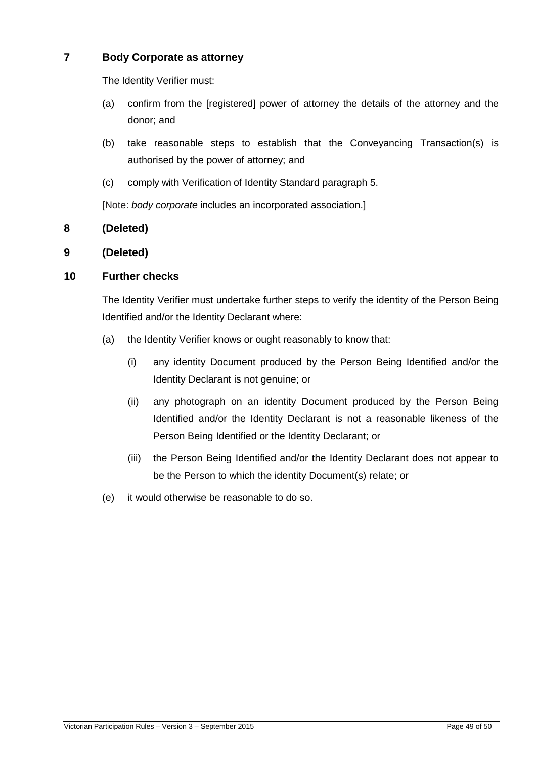## 7 Body Corporate as attorney

The Identity Verifier must:

(a) confirm from the [registered] power of attorney the details of the attorney and the donor; and

(b) take reasonable steps to establish that the Conveyancing Transaction(s) is authorised by the power of attorney; and

(c) comply with Verification of Identity Standard paragraph 5.

[Note: *body corporate* includes an incorporated association.]

## 8 (Deleted)

## 9 (Deleted)

## 10 Further checks

The Identity Verifier must undertake further steps to verify the identity of the Person Being Identified and/or the Identity Declarant where:

(a) the Identity Verifier knows or ought reasonably to know that:

   (i) any identity Document produced by the Person Being Identified and/or the Identity Declarant is not genuine; or

   (ii) any photograph on an identity Document produced by the Person Being Identified and/or the Identity Declarant is not a reasonable likeness of the Person Being Identified or the Identity Declarant; or

   (iii) the Person Being Identified and/or the Identity Declarant does not appear to be the Person to which the identity Document(s) relate; or

(e) it would otherwise be reasonable to do so.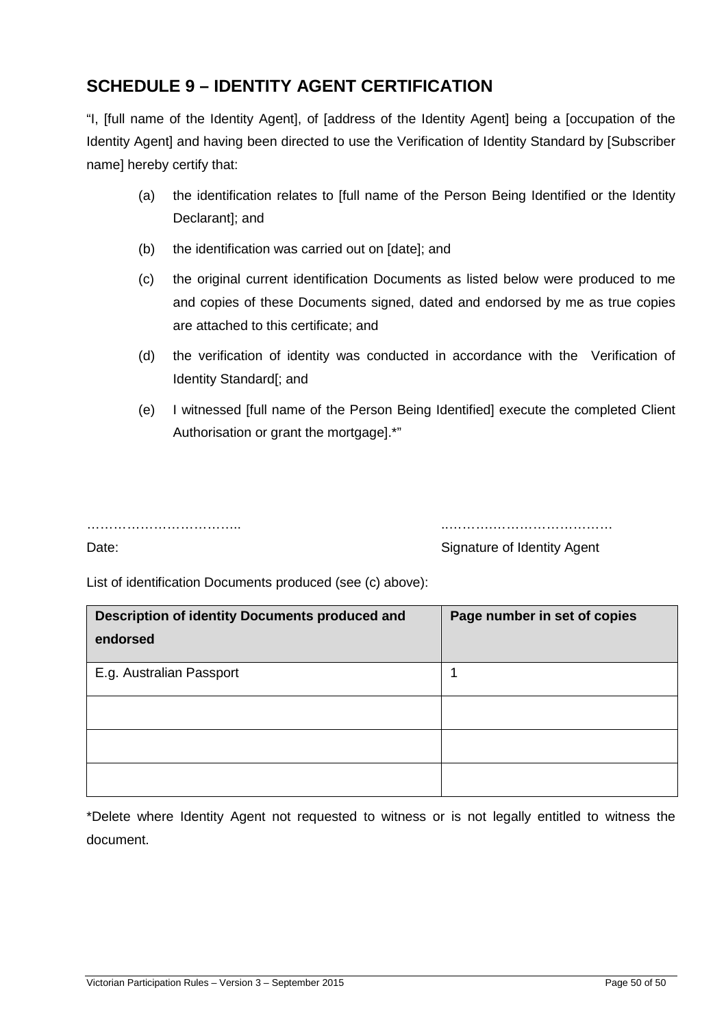## SCHEDULE 9 – IDENTITY AGENT CERTIFICATION

"I, [full name of the Identity Agent], of [address of the Identity Agent] being a [occupation of the Identity Agent] and having been directed to use the Verification of Identity Standard by [Subscriber name] hereby certify that:

(a) the identification relates to [full name of the Person Being Identified or the Identity Declarant]; and

(b) the identification was carried out on [date]; and

(c) the original current identification Documents as listed below were produced to me and copies of these Documents signed, dated and endorsed by me as true copies are attached to this certificate; and

(d) the verification of identity was conducted in accordance with the Verification of Identity Standard[; and

(e) I witnessed [full name of the Person Being Identified] execute the completed Client Authorisation or grant the mortgage].*"

…………………………….. 
Date:

………………………………… 
Signature of Identity Agent

List of identification Documents produced (see (c) above):

| Description of identity Documents produced and endorsed | Page number in set of copies |
|---|---|
| E.g. Australian Passport | 1 |
| | |
| | |
| | |

*Delete where Identity Agent not requested to witness or is not legally entitled to witness the document.